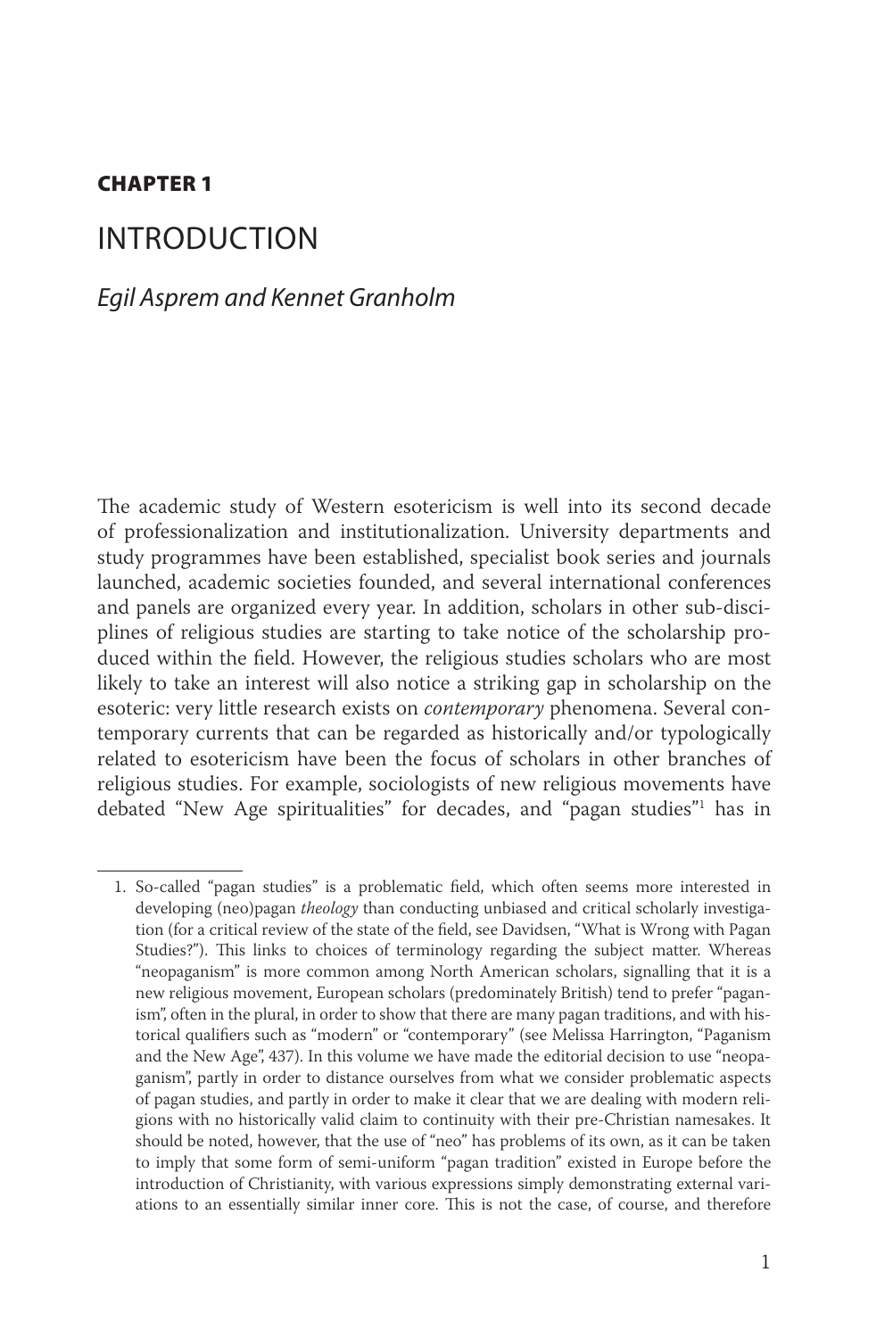# CHAPTER 1

# INTRODUCTION

*Egil Asprem and Kennet Granholm*

The academic study of Western esotericism is well into its second decade of professionalization and institutionalization. University departments and study programmes have been established, specialist book series and journals launched, academic societies founded, and several international conferences and panels are organized every year. In addition, scholars in other sub-disciplines of religious studies are starting to take notice of the scholarship produced within the field. However, the religious studies scholars who are most likely to take an interest will also notice a striking gap in scholarship on the esoteric: very little research exists on *contemporary* phenomena. Several contemporary currents that can be regarded as historically and/or typologically related to esotericism have been the focus of scholars in other branches of religious studies. For example, sociologists of new religious movements have debated "New Age spiritualities" for decades, and "pagan studies"[1] has in

1. So-called "pagan studies" is a problematic field, which often seems more interested in developing (neo)pagan *theology* than conducting unbiased and critical scholarly investigation (for a critical review of the state of the field, see Davidsen, "What is Wrong with Pagan Studies?"). This links to choices of terminology regarding the subject matter. Whereas "neopaganism" is more common among North American scholars, signalling that it is a new religious movement, European scholars (predominately British) tend to prefer "paganism", often in the plural, in order to show that there are many pagan traditions, and with historical qualifiers such as "modern" or "contemporary" (see Melissa Harrington, "Paganism and the New Age", 437). In this volume we have made the editorial decision to use "neopaganism", partly in order to distance ourselves from what we consider problematic aspects of pagan studies, and partly in order to make it clear that we are dealing with modern religions with no historically valid claim to continuity with their pre-Christian namesakes. It should be noted, however, that the use of "neo" has problems of its own, as it can be taken to imply that some form of semi-uniform "pagan tradition" existed in Europe before the introduction of Christianity, with various expressions simply demonstrating external variations to an essentially similar inner core. This is not the case, of course, and therefore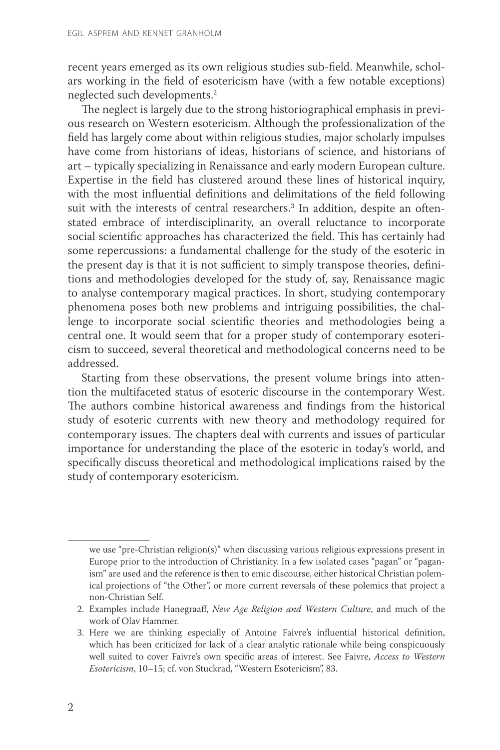recent years emerged as its own religious studies sub-field. Meanwhile, scholars working in the field of esotericism have (with a few notable exceptions) neglected such developments.[2]

The neglect is largely due to the strong historiographical emphasis in previous research on Western esotericism. Although the professionalization of the field has largely come about within religious studies, major scholarly impulses have come from historians of ideas, historians of science, and historians of art – typically specializing in Renaissance and early modern European culture. Expertise in the field has clustered around these lines of historical inquiry, with the most influential definitions and delimitations of the field following suit with the interests of central researchers.[3] In addition, despite an often-stated embrace of interdisciplinarity, an overall reluctance to incorporate social scientific approaches has characterized the field. This has certainly had some repercussions: a fundamental challenge for the study of the esoteric in the present day is that it is not sufficient to simply transpose theories, definitions and methodologies developed for the study of, say, Renaissance magic to analyse contemporary magical practices. In short, studying contemporary phenomena poses both new problems and intriguing possibilities, the challenge to incorporate social scientific theories and methodologies being a central one. It would seem that for a proper study of contemporary esotericism to succeed, several theoretical and methodological concerns need to be addressed.

Starting from these observations, the present volume brings into attention the multifaceted status of esoteric discourse in the contemporary West. The authors combine historical awareness and findings from the historical study of esoteric currents with new theory and methodology required for contemporary issues. The chapters deal with currents and issues of particular importance for understanding the place of the esoteric in today's world, and specifically discuss theoretical and methodological implications raised by the study of contemporary esotericism.

---

we use "pre-Christian religion(s)" when discussing various religious expressions present in Europe prior to the introduction of Christianity. In a few isolated cases "pagan" or "paganism" are used and the reference is then to emic discourse, either historical Christian polemical projections of "the Other", or more current reversals of these polemics that project a non-Christian Self.

2. Examples include Hanegraaff, *New Age Religion and Western Culture*, and much of the work of Olav Hammer.

3. Here we are thinking especially of Antoine Faivre's influential historical definition, which has been criticized for lack of a clear analytic rationale while being conspicuously well suited to cover Faivre's own specific areas of interest. See Faivre, *Access to Western Esotericism*, 10–15; cf. von Stuckrad, "Western Esotericism", 83.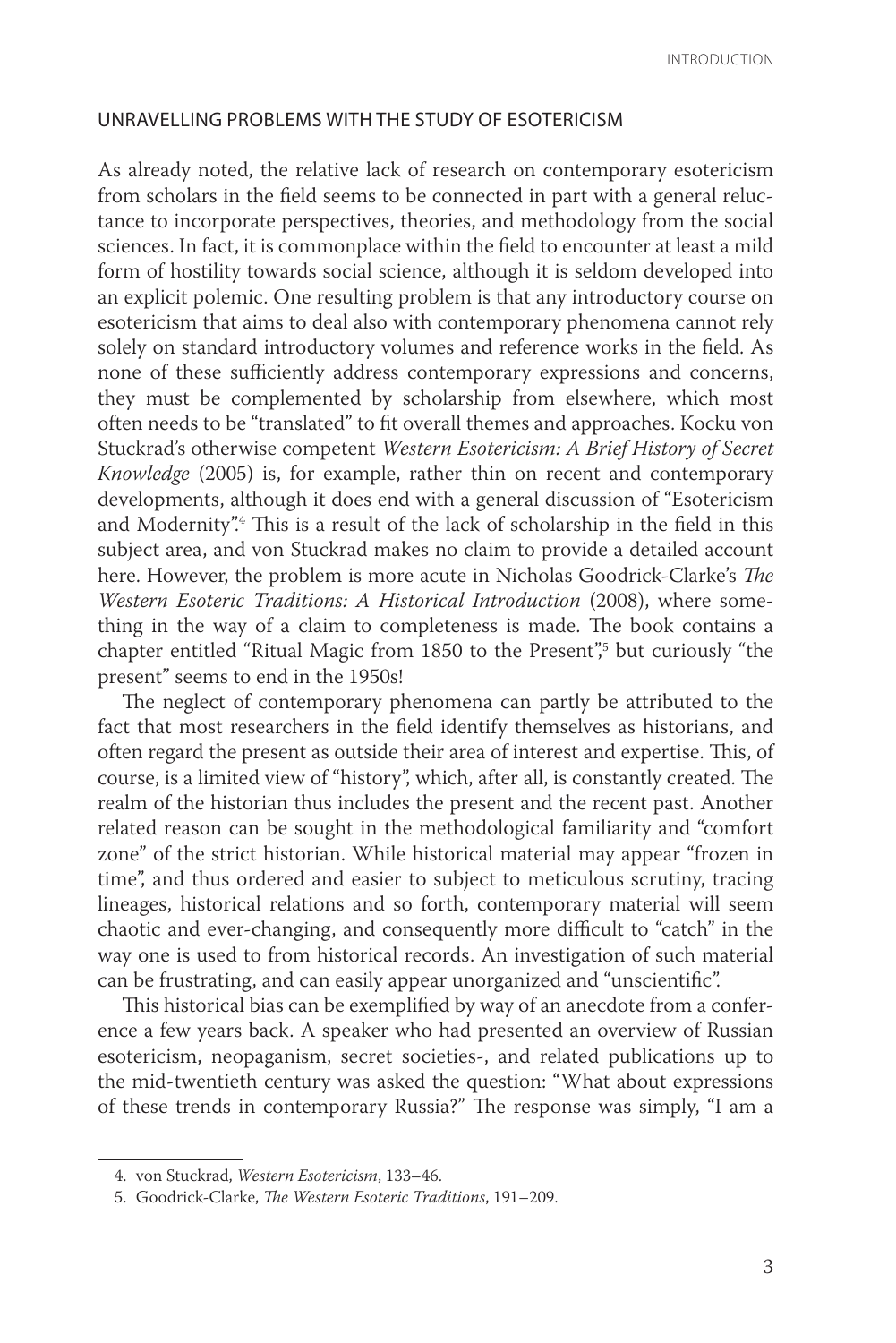## UNRAVELLING PROBLEMS WITH THE STUDY OF ESOTERICISM

As already noted, the relative lack of research on contemporary esotericism from scholars in the field seems to be connected in part with a general reluctance to incorporate perspectives, theories, and methodology from the social sciences. In fact, it is commonplace within the field to encounter at least a mild form of hostility towards social science, although it is seldom developed into an explicit polemic. One resulting problem is that any introductory course on esotericism that aims to deal also with contemporary phenomena cannot rely solely on standard introductory volumes and reference works in the field. As none of these sufficiently address contemporary expressions and concerns, they must be complemented by scholarship from elsewhere, which most often needs to be "translated" to fit overall themes and approaches. Kocku von Stuckrad's otherwise competent *Western Esotericism: A Brief History of Secret Knowledge* (2005) is, for example, rather thin on recent and contemporary developments, although it does end with a general discussion of "Esotericism and Modernity".[4] This is a result of the lack of scholarship in the field in this subject area, and von Stuckrad makes no claim to provide a detailed account here. However, the problem is more acute in Nicholas Goodrick-Clarke's *The Western Esoteric Traditions: A Historical Introduction* (2008), where something in the way of a claim to completeness is made. The book contains a chapter entitled "Ritual Magic from 1850 to the Present",[5] but curiously "the present" seems to end in the 1950s!

The neglect of contemporary phenomena can partly be attributed to the fact that most researchers in the field identify themselves as historians, and often regard the present as outside their area of interest and expertise. This, of course, is a limited view of "history", which, after all, is constantly created. The realm of the historian thus includes the present and the recent past. Another related reason can be sought in the methodological familiarity and "comfort zone" of the strict historian. While historical material may appear "frozen in time", and thus ordered and easier to subject to meticulous scrutiny, tracing lineages, historical relations and so forth, contemporary material will seem chaotic and ever-changing, and consequently more difficult to "catch" in the way one is used to from historical records. An investigation of such material can be frustrating, and can easily appear unorganized and "unscientific".

This historical bias can be exemplified by way of an anecdote from a conference a few years back. A speaker who had presented an overview of Russian esotericism, neopaganism, secret societies-, and related publications up to the mid-twentieth century was asked the question: "What about expressions of these trends in contemporary Russia?" The response was simply, "I am a

4. von Stuckrad, *Western Esotericism*, 133–46.

5. Goodrick-Clarke, *The Western Esoteric Traditions*, 191–209.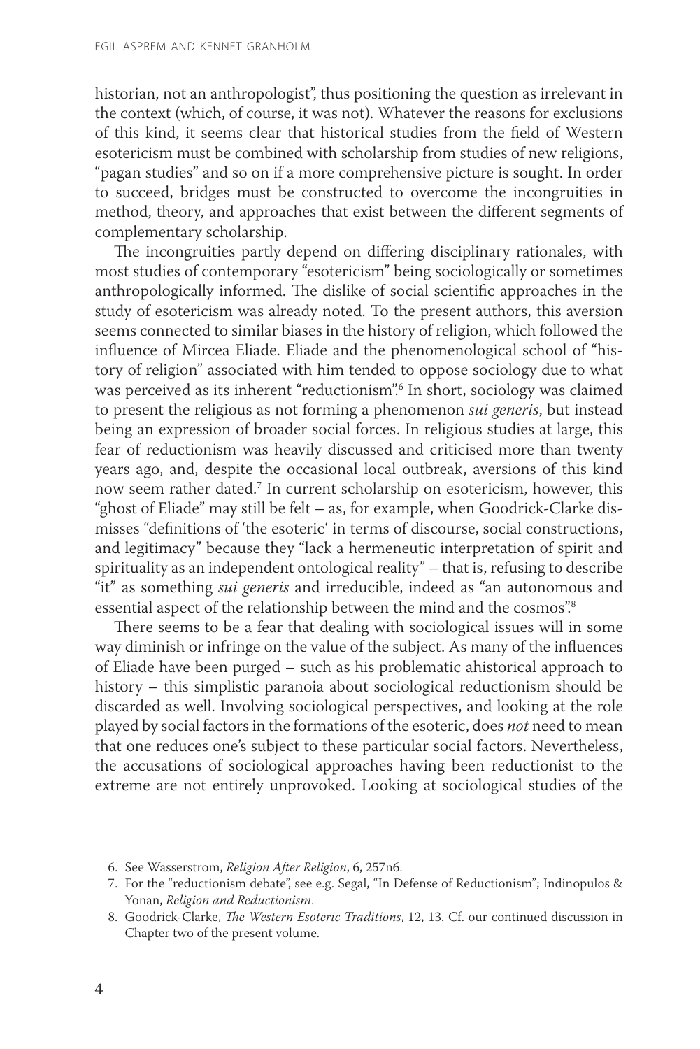historian, not an anthropologist", thus positioning the question as irrelevant in the context (which, of course, it was not). Whatever the reasons for exclusions of this kind, it seems clear that historical studies from the field of Western esotericism must be combined with scholarship from studies of new religions, "pagan studies" and so on if a more comprehensive picture is sought. In order to succeed, bridges must be constructed to overcome the incongruities in method, theory, and approaches that exist between the different segments of complementary scholarship.

The incongruities partly depend on differing disciplinary rationales, with most studies of contemporary "esotericism" being sociologically or sometimes anthropologically informed. The dislike of social scientific approaches in the study of esotericism was already noted. To the present authors, this aversion seems connected to similar biases in the history of religion, which followed the influence of Mircea Eliade. Eliade and the phenomenological school of "history of religion" associated with him tended to oppose sociology due to what was perceived as its inherent "reductionism".[6] In short, sociology was claimed to present the religious as not forming a phenomenon *sui generis*, but instead being an expression of broader social forces. In religious studies at large, this fear of reductionism was heavily discussed and criticised more than twenty years ago, and, despite the occasional local outbreak, aversions of this kind now seem rather dated.[7] In current scholarship on esotericism, however, this "ghost of Eliade" may still be felt – as, for example, when Goodrick-Clarke dismisses "definitions of 'the esoteric' in terms of discourse, social constructions, and legitimacy" because they "lack a hermeneutic interpretation of spirit and spirituality as an independent ontological reality" – that is, refusing to describe "it" as something *sui generis* and irreducible, indeed as "an autonomous and essential aspect of the relationship between the mind and the cosmos".[8]

There seems to be a fear that dealing with sociological issues will in some way diminish or infringe on the value of the subject. As many of the influences of Eliade have been purged – such as his problematic ahistorical approach to history – this simplistic paranoia about sociological reductionism should be discarded as well. Involving sociological perspectives, and looking at the role played by social factors in the formations of the esoteric, does *not* need to mean that one reduces one's subject to these particular social factors. Nevertheless, the accusations of sociological approaches having been reductionist to the extreme are not entirely unprovoked. Looking at sociological studies of the

---

6. See Wasserstrom, *Religion After Religion*, 6, 257n6.
7. For the "reductionism debate", see e.g. Segal, "In Defense of Reductionism"; Indinopulos & Yonan, *Religion and Reductionism*.
8. Goodrick-Clarke, *The Western Esoteric Traditions*, 12, 13. Cf. our continued discussion in Chapter two of the present volume.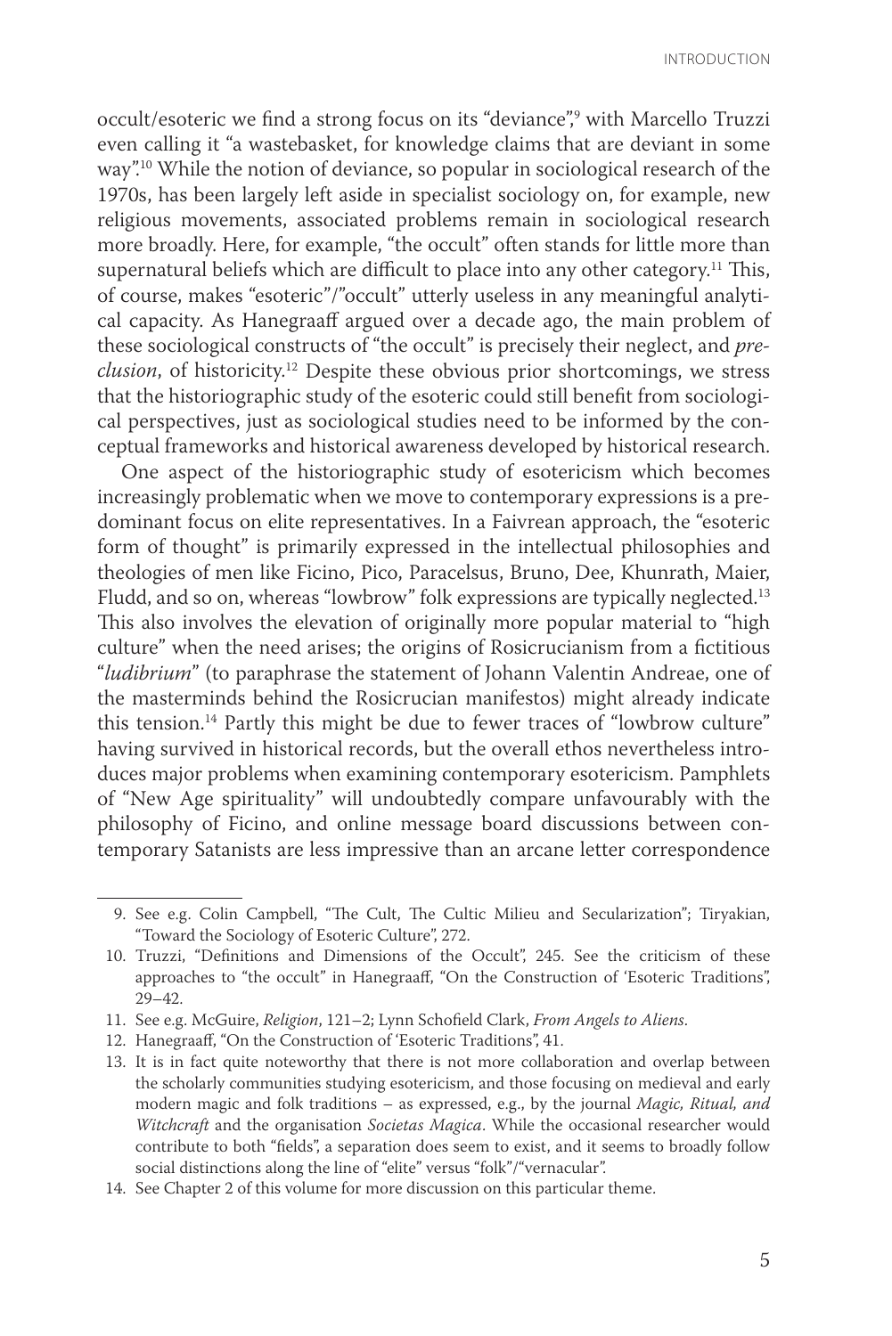occult/esoteric we find a strong focus on its "deviance",[9] with Marcello Truzzi even calling it "a wastebasket, for knowledge claims that are deviant in some way".[10] While the notion of deviance, so popular in sociological research of the 1970s, has been largely left aside in specialist sociology on, for example, new religious movements, associated problems remain in sociological research more broadly. Here, for example, "the occult" often stands for little more than supernatural beliefs which are difficult to place into any other category.[11] This, of course, makes "esoteric"/"occult" utterly useless in any meaningful analytical capacity. As Hanegraaff argued over a decade ago, the main problem of these sociological constructs of "the occult" is precisely their neglect, and *preclusion*, of historicity.[12] Despite these obvious prior shortcomings, we stress that the historiographic study of the esoteric could still benefit from sociological perspectives, just as sociological studies need to be informed by the conceptual frameworks and historical awareness developed by historical research.

One aspect of the historiographic study of esotericism which becomes increasingly problematic when we move to contemporary expressions is a predominant focus on elite representatives. In a Faivrean approach, the "esoteric form of thought" is primarily expressed in the intellectual philosophies and theologies of men like Ficino, Pico, Paracelsus, Bruno, Dee, Khunrath, Maier, Fludd, and so on, whereas "lowbrow" folk expressions are typically neglected.[13] This also involves the elevation of originally more popular material to "high culture" when the need arises; the origins of Rosicrucianism from a fictitious "*ludibrium*" (to paraphrase the statement of Johann Valentin Andreae, one of the masterminds behind the Rosicrucian manifestos) might already indicate this tension.[14] Partly this might be due to fewer traces of "lowbrow culture" having survived in historical records, but the overall ethos nevertheless introduces major problems when examining contemporary esotericism. Pamphlets of "New Age spirituality" will undoubtedly compare unfavourably with the philosophy of Ficino, and online message board discussions between contemporary Satanists are less impressive than an arcane letter correspondence

---

9. See e.g. Colin Campbell, "The Cult, The Cultic Milieu and Secularization"; Tiryakian, "Toward the Sociology of Esoteric Culture", 272.
10. Truzzi, "Definitions and Dimensions of the Occult", 245. See the criticism of these approaches to "the occult" in Hanegraaff, "On the Construction of 'Esoteric Traditions'", 29–42.
11. See e.g. McGuire, *Religion*, 121–2; Lynn Schofield Clark, *From Angels to Aliens*.
12. Hanegraaff, "On the Construction of 'Esoteric Traditions'", 41.
13. It is in fact quite noteworthy that there is not more collaboration and overlap between the scholarly communities studying esotericism, and those focusing on medieval and early modern magic and folk traditions – as expressed, e.g., by the journal *Magic, Ritual, and Witchcraft* and the organisation *Societas Magica*. While the occasional researcher would contribute to both "fields", a separation does seem to exist, and it seems to broadly follow social distinctions along the line of "elite" versus "folk"/"vernacular".
14. See Chapter 2 of this volume for more discussion on this particular theme.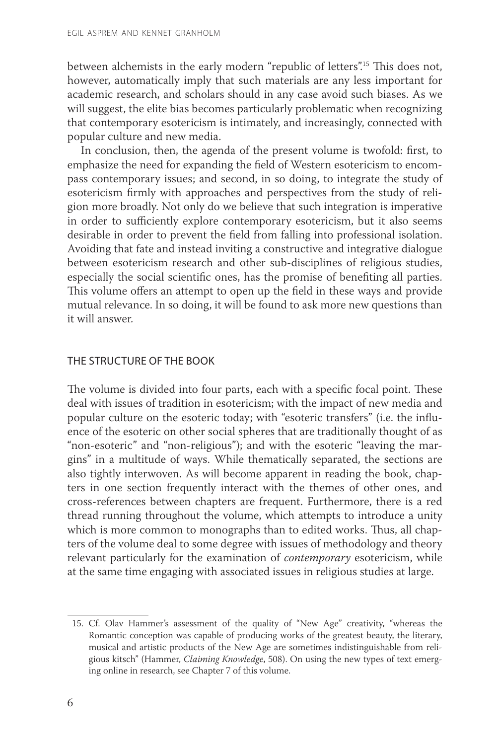between alchemists in the early modern "republic of letters".[15] This does not, however, automatically imply that such materials are any less important for academic research, and scholars should in any case avoid such biases. As we will suggest, the elite bias becomes particularly problematic when recognizing that contemporary esotericism is intimately, and increasingly, connected with popular culture and new media.

In conclusion, then, the agenda of the present volume is twofold: first, to emphasize the need for expanding the field of Western esotericism to encompass contemporary issues; and second, in so doing, to integrate the study of esotericism firmly with approaches and perspectives from the study of religion more broadly. Not only do we believe that such integration is imperative in order to sufficiently explore contemporary esotericism, but it also seems desirable in order to prevent the field from falling into professional isolation. Avoiding that fate and instead inviting a constructive and integrative dialogue between esotericism research and other sub-disciplines of religious studies, especially the social scientific ones, has the promise of benefiting all parties. This volume offers an attempt to open up the field in these ways and provide mutual relevance. In so doing, it will be found to ask more new questions than it will answer.

## THE STRUCTURE OF THE BOOK

The volume is divided into four parts, each with a specific focal point. These deal with issues of tradition in esotericism; with the impact of new media and popular culture on the esoteric today; with "esoteric transfers" (i.e. the influence of the esoteric on other social spheres that are traditionally thought of as "non-esoteric" and "non-religious"); and with the esoteric "leaving the margins" in a multitude of ways. While thematically separated, the sections are also tightly interwoven. As will become apparent in reading the book, chapters in one section frequently interact with the themes of other ones, and cross-references between chapters are frequent. Furthermore, there is a red thread running throughout the volume, which attempts to introduce a unity which is more common to monographs than to edited works. Thus, all chapters of the volume deal to some degree with issues of methodology and theory relevant particularly for the examination of *contemporary* esotericism, while at the same time engaging with associated issues in religious studies at large.

15. Cf. Olav Hammer's assessment of the quality of "New Age" creativity, "whereas the Romantic conception was capable of producing works of the greatest beauty, the literary, musical and artistic products of the New Age are sometimes indistinguishable from religious kitsch" (Hammer, *Claiming Knowledge*, 508). On using the new types of text emerging online in research, see Chapter 7 of this volume.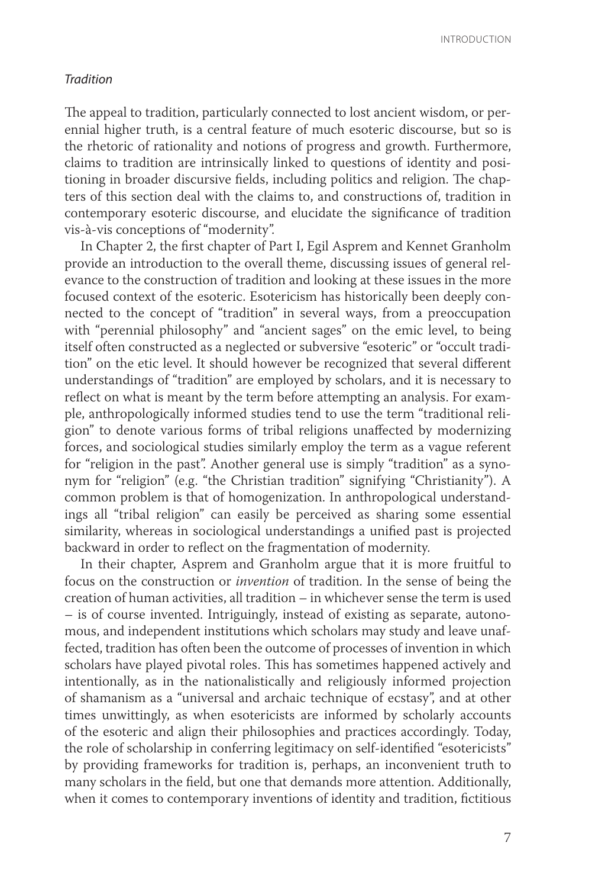*Tradition*

The appeal to tradition, particularly connected to lost ancient wisdom, or perennial higher truth, is a central feature of much esoteric discourse, but so is the rhetoric of rationality and notions of progress and growth. Furthermore, claims to tradition are intrinsically linked to questions of identity and positioning in broader discursive fields, including politics and religion. The chapters of this section deal with the claims to, and constructions of, tradition in contemporary esoteric discourse, and elucidate the significance of tradition vis-à-vis conceptions of "modernity".

In Chapter 2, the first chapter of Part I, Egil Asprem and Kennet Granholm provide an introduction to the overall theme, discussing issues of general relevance to the construction of tradition and looking at these issues in the more focused context of the esoteric. Esotericism has historically been deeply connected to the concept of "tradition" in several ways, from a preoccupation with "perennial philosophy" and "ancient sages" on the emic level, to being itself often constructed as a neglected or subversive "esoteric" or "occult tradition" on the etic level. It should however be recognized that several different understandings of "tradition" are employed by scholars, and it is necessary to reflect on what is meant by the term before attempting an analysis. For example, anthropologically informed studies tend to use the term "traditional religion" to denote various forms of tribal religions unaffected by modernizing forces, and sociological studies similarly employ the term as a vague referent for "religion in the past". Another general use is simply "tradition" as a synonym for "religion" (e.g. "the Christian tradition" signifying "Christianity"). A common problem is that of homogenization. In anthropological understandings all "tribal religion" can easily be perceived as sharing some essential similarity, whereas in sociological understandings a unified past is projected backward in order to reflect on the fragmentation of modernity.

In their chapter, Asprem and Granholm argue that it is more fruitful to focus on the construction or *invention* of tradition. In the sense of being the creation of human activities, all tradition – in whichever sense the term is used – is of course invented. Intriguingly, instead of existing as separate, autonomous, and independent institutions which scholars may study and leave unaffected, tradition has often been the outcome of processes of invention in which scholars have played pivotal roles. This has sometimes happened actively and intentionally, as in the nationalistically and religiously informed projection of shamanism as a "universal and archaic technique of ecstasy", and at other times unwittingly, as when esotericists are informed by scholarly accounts of the esoteric and align their philosophies and practices accordingly. Today, the role of scholarship in conferring legitimacy on self-identified "esotericists" by providing frameworks for tradition is, perhaps, an inconvenient truth to many scholars in the field, but one that demands more attention. Additionally, when it comes to contemporary inventions of identity and tradition, fictitious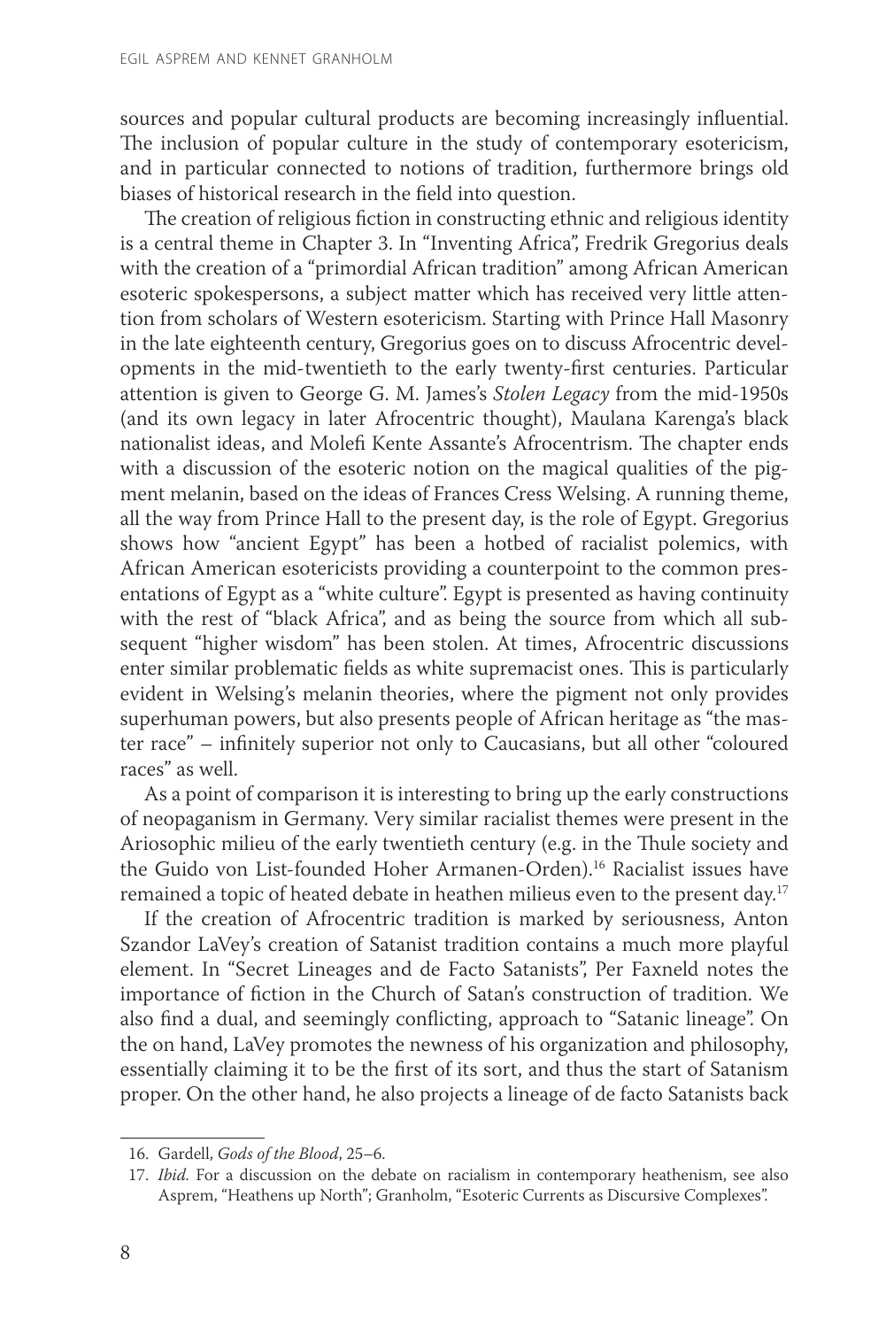sources and popular cultural products are becoming increasingly influential. The inclusion of popular culture in the study of contemporary esotericism, and in particular connected to notions of tradition, furthermore brings old biases of historical research in the field into question.

The creation of religious fiction in constructing ethnic and religious identity is a central theme in Chapter 3. In "Inventing Africa", Fredrik Gregorius deals with the creation of a "primordial African tradition" among African American esoteric spokespersons, a subject matter which has received very little attention from scholars of Western esotericism. Starting with Prince Hall Masonry in the late eighteenth century, Gregorius goes on to discuss Afrocentric developments in the mid-twentieth to the early twenty-first centuries. Particular attention is given to George G. M. James's *Stolen Legacy* from the mid-1950s (and its own legacy in later Afrocentric thought), Maulana Karenga's black nationalist ideas, and Molefi Kente Assante's Afrocentrism. The chapter ends with a discussion of the esoteric notion on the magical qualities of the pigment melanin, based on the ideas of Frances Cress Welsing. A running theme, all the way from Prince Hall to the present day, is the role of Egypt. Gregorius shows how "ancient Egypt" has been a hotbed of racialist polemics, with African American esotericists providing a counterpoint to the common presentations of Egypt as a "white culture". Egypt is presented as having continuity with the rest of "black Africa", and as being the source from which all subsequent "higher wisdom" has been stolen. At times, Afrocentric discussions enter similar problematic fields as white supremacist ones. This is particularly evident in Welsing's melanin theories, where the pigment not only provides superhuman powers, but also presents people of African heritage as "the master race" – infinitely superior not only to Caucasians, but all other "coloured races" as well.

As a point of comparison it is interesting to bring up the early constructions of neopaganism in Germany. Very similar racialist themes were present in the Ariosophic milieu of the early twentieth century (e.g. in the Thule society and the Guido von List-founded Hoher Armanen-Orden).[16] Racialist issues have remained a topic of heated debate in heathen milieus even to the present day.[17]

If the creation of Afrocentric tradition is marked by seriousness, Anton Szandor LaVey's creation of Satanist tradition contains a much more playful element. In "Secret Lineages and de Facto Satanists", Per Faxneld notes the importance of fiction in the Church of Satan's construction of tradition. We also find a dual, and seemingly conflicting, approach to "Satanic lineage". On the on hand, LaVey promotes the newness of his organization and philosophy, essentially claiming it to be the first of its sort, and thus the start of Satanism proper. On the other hand, he also projects a lineage of de facto Satanists back

16. Gardell, *Gods of the Blood*, 25–6.

17. *Ibid.* For a discussion on the debate on racialism in contemporary heathenism, see also Asprem, "Heathens up North"; Granholm, "Esoteric Currents as Discursive Complexes".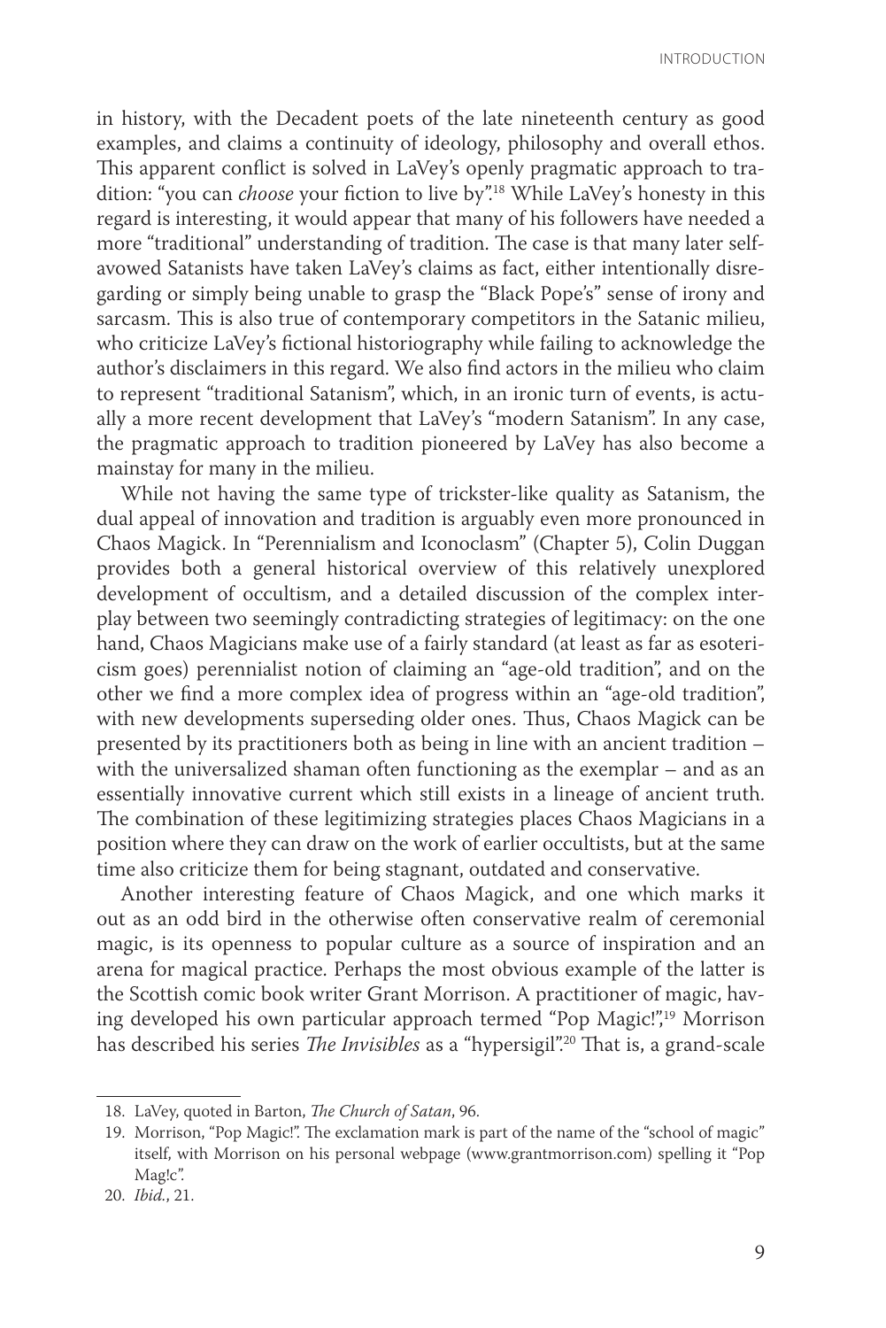in history, with the Decadent poets of the late nineteenth century as good examples, and claims a continuity of ideology, philosophy and overall ethos. This apparent conflict is solved in LaVey's openly pragmatic approach to tradition: "you can *choose* your fiction to live by".[18] While LaVey's honesty in this regard is interesting, it would appear that many of his followers have needed a more "traditional" understanding of tradition. The case is that many later self-avowed Satanists have taken LaVey's claims as fact, either intentionally disregarding or simply being unable to grasp the "Black Pope's" sense of irony and sarcasm. This is also true of contemporary competitors in the Satanic milieu, who criticize LaVey's fictional historiography while failing to acknowledge the author's disclaimers in this regard. We also find actors in the milieu who claim to represent "traditional Satanism", which, in an ironic turn of events, is actually a more recent development that LaVey's "modern Satanism". In any case, the pragmatic approach to tradition pioneered by LaVey has also become a mainstay for many in the milieu.

While not having the same type of trickster-like quality as Satanism, the dual appeal of innovation and tradition is arguably even more pronounced in Chaos Magick. In "Perennialism and Iconoclasm" (Chapter 5), Colin Duggan provides both a general historical overview of this relatively unexplored development of occultism, and a detailed discussion of the complex interplay between two seemingly contradicting strategies of legitimacy: on the one hand, Chaos Magicians make use of a fairly standard (at least as far as esotericism goes) perennialist notion of claiming an "age-old tradition", and on the other we find a more complex idea of progress within an "age-old tradition", with new developments superseding older ones. Thus, Chaos Magick can be presented by its practitioners both as being in line with an ancient tradition – with the universalized shaman often functioning as the exemplar – and as an essentially innovative current which still exists in a lineage of ancient truth. The combination of these legitimizing strategies places Chaos Magicians in a position where they can draw on the work of earlier occultists, but at the same time also criticize them for being stagnant, outdated and conservative.

Another interesting feature of Chaos Magick, and one which marks it out as an odd bird in the otherwise often conservative realm of ceremonial magic, is its openness to popular culture as a source of inspiration and an arena for magical practice. Perhaps the most obvious example of the latter is the Scottish comic book writer Grant Morrison. A practitioner of magic, having developed his own particular approach termed "Pop Magic!",[19] Morrison has described his series *The Invisibles* as a "hypersigil".[20] That is, a grand-scale

---

18. LaVey, quoted in Barton, *The Church of Satan*, 96.
19. Morrison, "Pop Magic!". The exclamation mark is part of the name of the "school of magic" itself, with Morrison on his personal webpage (www.grantmorrison.com) spelling it "Pop Mag!c".
20. *Ibid.*, 21.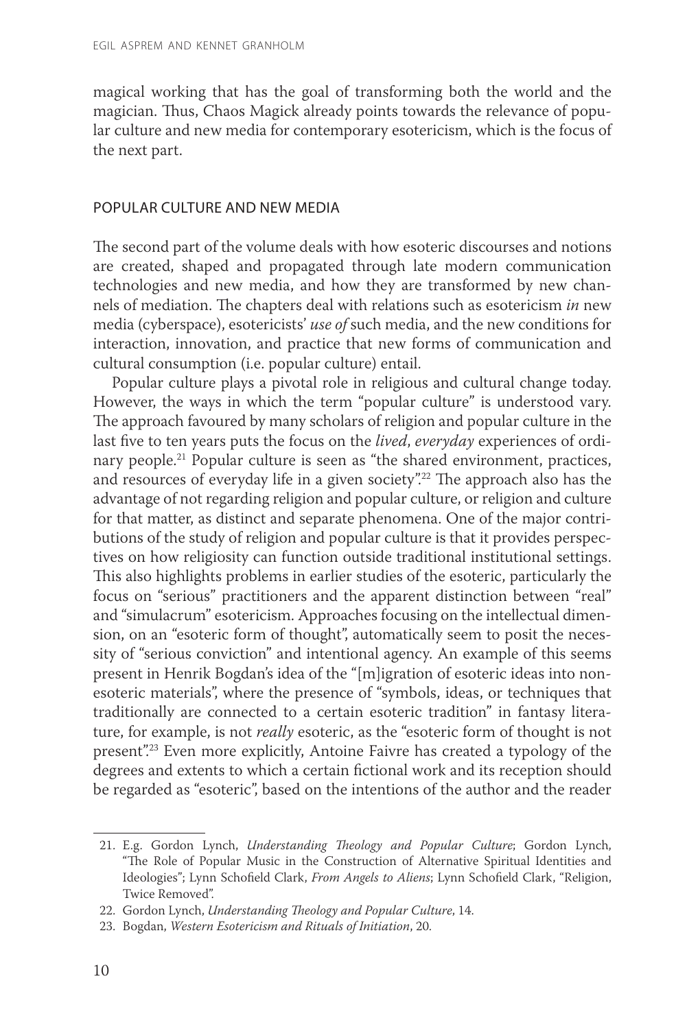magical working that has the goal of transforming both the world and the magician. Thus, Chaos Magick already points towards the relevance of popular culture and new media for contemporary esotericism, which is the focus of the next part.

## POPULAR CULTURE AND NEW MEDIA

The second part of the volume deals with how esoteric discourses and notions are created, shaped and propagated through late modern communication technologies and new media, and how they are transformed by new channels of mediation. The chapters deal with relations such as esotericism *in* new media (cyberspace), esotericists' *use of* such media, and the new conditions for interaction, innovation, and practice that new forms of communication and cultural consumption (i.e. popular culture) entail.

Popular culture plays a pivotal role in religious and cultural change today. However, the ways in which the term "popular culture" is understood vary. The approach favoured by many scholars of religion and popular culture in the last five to ten years puts the focus on the *lived*, *everyday* experiences of ordinary people.[21] Popular culture is seen as "the shared environment, practices, and resources of everyday life in a given society".[22] The approach also has the advantage of not regarding religion and popular culture, or religion and culture for that matter, as distinct and separate phenomena. One of the major contributions of the study of religion and popular culture is that it provides perspectives on how religiosity can function outside traditional institutional settings. This also highlights problems in earlier studies of the esoteric, particularly the focus on "serious" practitioners and the apparent distinction between "real" and "simulacrum" esotericism. Approaches focusing on the intellectual dimension, on an "esoteric form of thought", automatically seem to posit the necessity of "serious conviction" and intentional agency. An example of this seems present in Henrik Bogdan's idea of the "[m]igration of esoteric ideas into non-esoteric materials", where the presence of "symbols, ideas, or techniques that traditionally are connected to a certain esoteric tradition" in fantasy literature, for example, is not *really* esoteric, as the "esoteric form of thought is not present".[23] Even more explicitly, Antoine Faivre has created a typology of the degrees and extents to which a certain fictional work and its reception should be regarded as "esoteric", based on the intentions of the author and the reader

---

21. E.g. Gordon Lynch, *Understanding Theology and Popular Culture*; Gordon Lynch, "The Role of Popular Music in the Construction of Alternative Spiritual Identities and Ideologies"; Lynn Schofield Clark, *From Angels to Aliens*; Lynn Schofield Clark, "Religion, Twice Removed".
22. Gordon Lynch, *Understanding Theology and Popular Culture*, 14.
23. Bogdan, *Western Esotericism and Rituals of Initiation*, 20.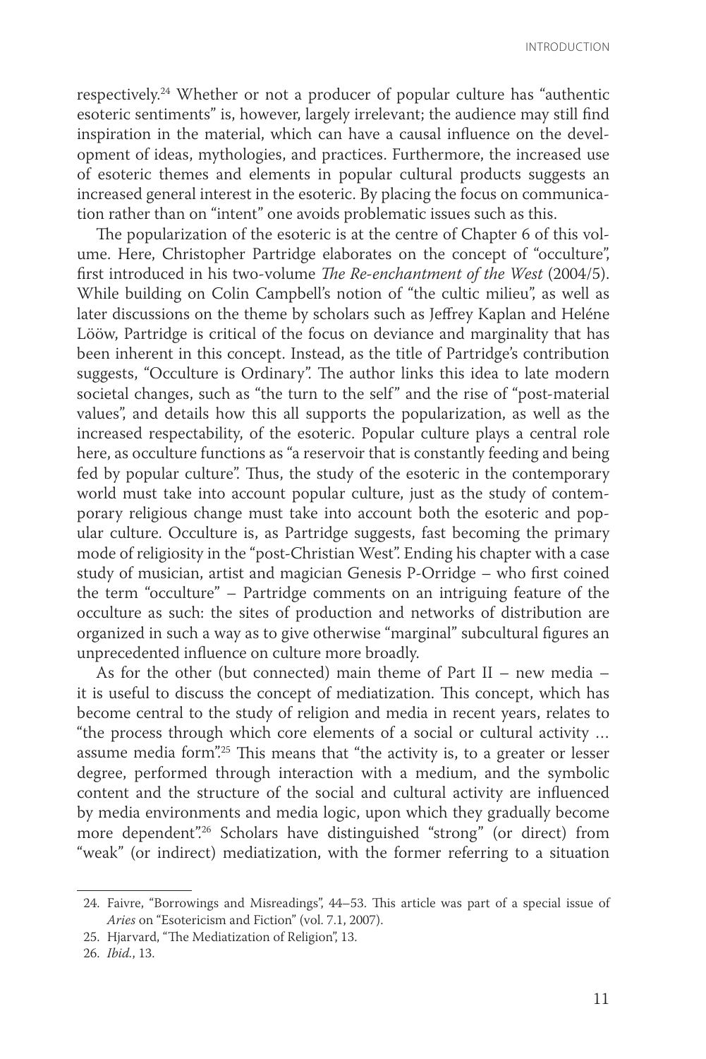respectively.[24] Whether or not a producer of popular culture has "authentic esoteric sentiments" is, however, largely irrelevant; the audience may still find inspiration in the material, which can have a causal influence on the development of ideas, mythologies, and practices. Furthermore, the increased use of esoteric themes and elements in popular cultural products suggests an increased general interest in the esoteric. By placing the focus on communication rather than on "intent" one avoids problematic issues such as this.

The popularization of the esoteric is at the centre of Chapter 6 of this volume. Here, Christopher Partridge elaborates on the concept of "occulture", first introduced in his two-volume *The Re-enchantment of the West* (2004/5). While building on Colin Campbell's notion of "the cultic milieu", as well as later discussions on the theme by scholars such as Jeffrey Kaplan and Heléne Lööw, Partridge is critical of the focus on deviance and marginality that has been inherent in this concept. Instead, as the title of Partridge's contribution suggests, "Occulture is Ordinary". The author links this idea to late modern societal changes, such as "the turn to the self" and the rise of "post-material values", and details how this all supports the popularization, as well as the increased respectability, of the esoteric. Popular culture plays a central role here, as occulture functions as "a reservoir that is constantly feeding and being fed by popular culture". Thus, the study of the esoteric in the contemporary world must take into account popular culture, just as the study of contemporary religious change must take into account both the esoteric and popular culture. Occulture is, as Partridge suggests, fast becoming the primary mode of religiosity in the "post-Christian West". Ending his chapter with a case study of musician, artist and magician Genesis P-Orridge – who first coined the term "occulture" – Partridge comments on an intriguing feature of the occulture as such: the sites of production and networks of distribution are organized in such a way as to give otherwise "marginal" subcultural figures an unprecedented influence on culture more broadly.

As for the other (but connected) main theme of Part II – new media – it is useful to discuss the concept of mediatization. This concept, which has become central to the study of religion and media in recent years, relates to "the process through which core elements of a social or cultural activity … assume media form".[25] This means that "the activity is, to a greater or lesser degree, performed through interaction with a medium, and the symbolic content and the structure of the social and cultural activity are influenced by media environments and media logic, upon which they gradually become more dependent".[26] Scholars have distinguished "strong" (or direct) from "weak" (or indirect) mediatization, with the former referring to a situation

---

24. Faivre, "Borrowings and Misreadings", 44–53. This article was part of a special issue of *Aries* on "Esotericism and Fiction" (vol. 7.1, 2007).

25. Hjarvard, "The Mediatization of Religion", 13.

26. *Ibid.*, 13.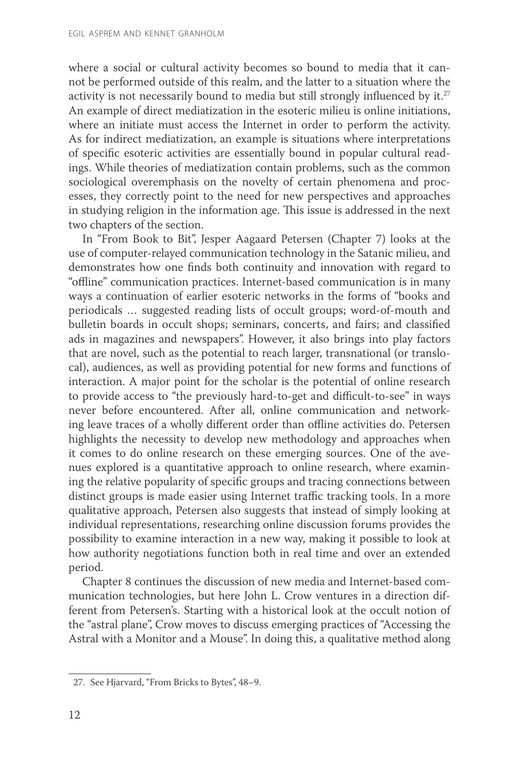where a social or cultural activity becomes so bound to media that it cannot be performed outside of this realm, and the latter to a situation where the activity is not necessarily bound to media but still strongly influenced by it.[27] An example of direct mediatization in the esoteric milieu is online initiations, where an initiate must access the Internet in order to perform the activity. As for indirect mediatization, an example is situations where interpretations of specific esoteric activities are essentially bound in popular cultural readings. While theories of mediatization contain problems, such as the common sociological overemphasis on the novelty of certain phenomena and processes, they correctly point to the need for new perspectives and approaches in studying religion in the information age. This issue is addressed in the next two chapters of the section.

In "From Book to Bit", Jesper Aagaard Petersen (Chapter 7) looks at the use of computer-relayed communication technology in the Satanic milieu, and demonstrates how one finds both continuity and innovation with regard to "offline" communication practices. Internet-based communication is in many ways a continuation of earlier esoteric networks in the forms of "books and periodicals … suggested reading lists of occult groups; word-of-mouth and bulletin boards in occult shops; seminars, concerts, and fairs; and classified ads in magazines and newspapers". However, it also brings into play factors that are novel, such as the potential to reach larger, transnational (or translocal), audiences, as well as providing potential for new forms and functions of interaction. A major point for the scholar is the potential of online research to provide access to "the previously hard-to-get and difficult-to-see" in ways never before encountered. After all, online communication and networking leave traces of a wholly different order than offline activities do. Petersen highlights the necessity to develop new methodology and approaches when it comes to do online research on these emerging sources. One of the avenues explored is a quantitative approach to online research, where examining the relative popularity of specific groups and tracing connections between distinct groups is made easier using Internet traffic tracking tools. In a more qualitative approach, Petersen also suggests that instead of simply looking at individual representations, researching online discussion forums provides the possibility to examine interaction in a new way, making it possible to look at how authority negotiations function both in real time and over an extended period.

Chapter 8 continues the discussion of new media and Internet-based communication technologies, but here John L. Crow ventures in a direction different from Petersen's. Starting with a historical look at the occult notion of the "astral plane", Crow moves to discuss emerging practices of "Accessing the Astral with a Monitor and a Mouse". In doing this, a qualitative method along

27. See Hjarvard, "From Bricks to Bytes", 48–9.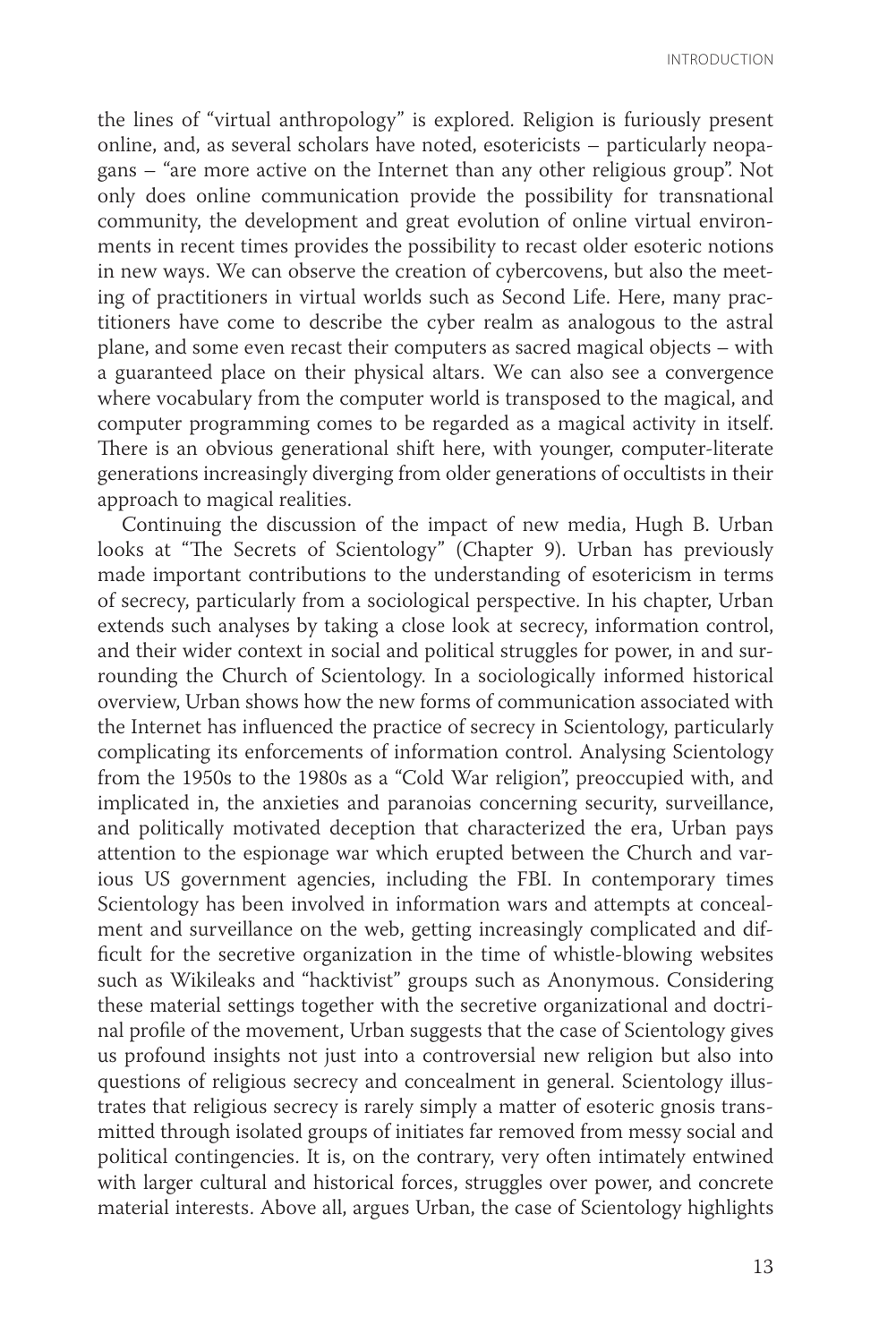the lines of "virtual anthropology" is explored. Religion is furiously present online, and, as several scholars have noted, esotericists – particularly neopagans – "are more active on the Internet than any other religious group". Not only does online communication provide the possibility for transnational community, the development and great evolution of online virtual environments in recent times provides the possibility to recast older esoteric notions in new ways. We can observe the creation of cybercovens, but also the meeting of practitioners in virtual worlds such as Second Life. Here, many practitioners have come to describe the cyber realm as analogous to the astral plane, and some even recast their computers as sacred magical objects – with a guaranteed place on their physical altars. We can also see a convergence where vocabulary from the computer world is transposed to the magical, and computer programming comes to be regarded as a magical activity in itself. There is an obvious generational shift here, with younger, computer-literate generations increasingly diverging from older generations of occultists in their approach to magical realities.

Continuing the discussion of the impact of new media, Hugh B. Urban looks at "The Secrets of Scientology" (Chapter 9). Urban has previously made important contributions to the understanding of esotericism in terms of secrecy, particularly from a sociological perspective. In his chapter, Urban extends such analyses by taking a close look at secrecy, information control, and their wider context in social and political struggles for power, in and surrounding the Church of Scientology. In a sociologically informed historical overview, Urban shows how the new forms of communication associated with the Internet has influenced the practice of secrecy in Scientology, particularly complicating its enforcements of information control. Analysing Scientology from the 1950s to the 1980s as a "Cold War religion", preoccupied with, and implicated in, the anxieties and paranoias concerning security, surveillance, and politically motivated deception that characterized the era, Urban pays attention to the espionage war which erupted between the Church and various US government agencies, including the FBI. In contemporary times Scientology has been involved in information wars and attempts at concealment and surveillance on the web, getting increasingly complicated and difficult for the secretive organization in the time of whistle-blowing websites such as Wikileaks and "hacktivist" groups such as Anonymous. Considering these material settings together with the secretive organizational and doctrinal profile of the movement, Urban suggests that the case of Scientology gives us profound insights not just into a controversial new religion but also into questions of religious secrecy and concealment in general. Scientology illustrates that religious secrecy is rarely simply a matter of esoteric gnosis transmitted through isolated groups of initiates far removed from messy social and political contingencies. It is, on the contrary, very often intimately entwined with larger cultural and historical forces, struggles over power, and concrete material interests. Above all, argues Urban, the case of Scientology highlights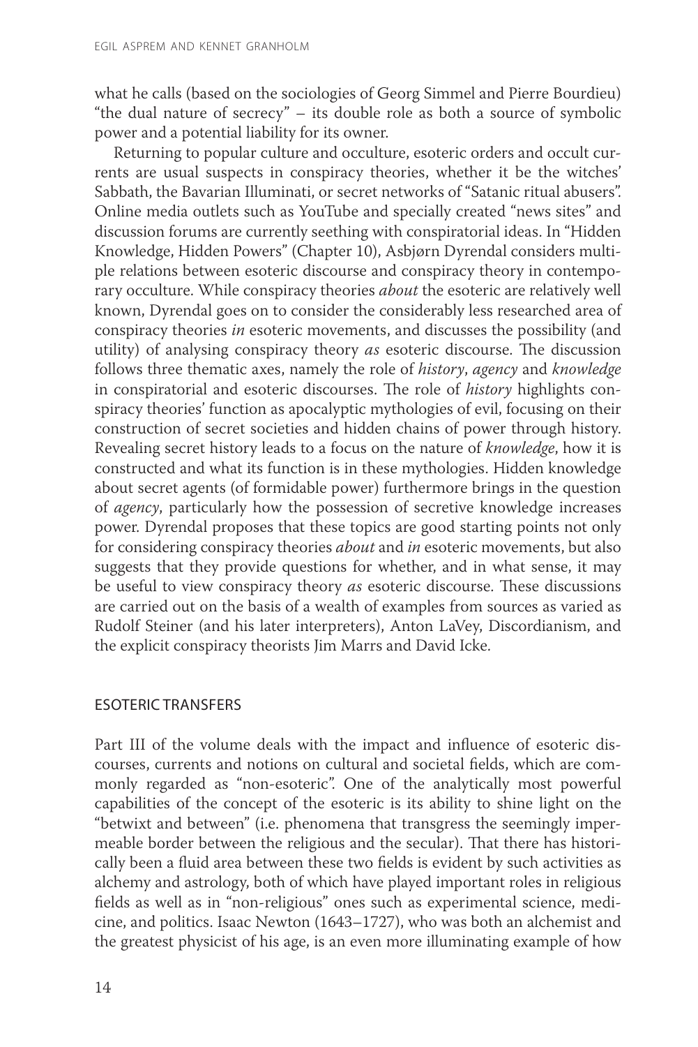what he calls (based on the sociologies of Georg Simmel and Pierre Bourdieu) "the dual nature of secrecy" – its double role as both a source of symbolic power and a potential liability for its owner.

Returning to popular culture and occulture, esoteric orders and occult currents are usual suspects in conspiracy theories, whether it be the witches' Sabbath, the Bavarian Illuminati, or secret networks of "Satanic ritual abusers". Online media outlets such as YouTube and specially created "news sites" and discussion forums are currently seething with conspiratorial ideas. In "Hidden Knowledge, Hidden Powers" (Chapter 10), Asbjørn Dyrendal considers multiple relations between esoteric discourse and conspiracy theory in contemporary occulture. While conspiracy theories *about* the esoteric are relatively well known, Dyrendal goes on to consider the considerably less researched area of conspiracy theories *in* esoteric movements, and discusses the possibility (and utility) of analysing conspiracy theory *as* esoteric discourse. The discussion follows three thematic axes, namely the role of *history*, *agency* and *knowledge* in conspiratorial and esoteric discourses. The role of *history* highlights conspiracy theories' function as apocalyptic mythologies of evil, focusing on their construction of secret societies and hidden chains of power through history. Revealing secret history leads to a focus on the nature of *knowledge*, how it is constructed and what its function is in these mythologies. Hidden knowledge about secret agents (of formidable power) furthermore brings in the question of *agency*, particularly how the possession of secretive knowledge increases power. Dyrendal proposes that these topics are good starting points not only for considering conspiracy theories *about* and *in* esoteric movements, but also suggests that they provide questions for whether, and in what sense, it may be useful to view conspiracy theory *as* esoteric discourse. These discussions are carried out on the basis of a wealth of examples from sources as varied as Rudolf Steiner (and his later interpreters), Anton LaVey, Discordianism, and the explicit conspiracy theorists Jim Marrs and David Icke.

## ESOTERIC TRANSFERS

Part III of the volume deals with the impact and influence of esoteric discourses, currents and notions on cultural and societal fields, which are commonly regarded as "non-esoteric". One of the analytically most powerful capabilities of the concept of the esoteric is its ability to shine light on the "betwixt and between" (i.e. phenomena that transgress the seemingly impermeable border between the religious and the secular). That there has historically been a fluid area between these two fields is evident by such activities as alchemy and astrology, both of which have played important roles in religious fields as well as in "non-religious" ones such as experimental science, medicine, and politics. Isaac Newton (1643–1727), who was both an alchemist and the greatest physicist of his age, is an even more illuminating example of how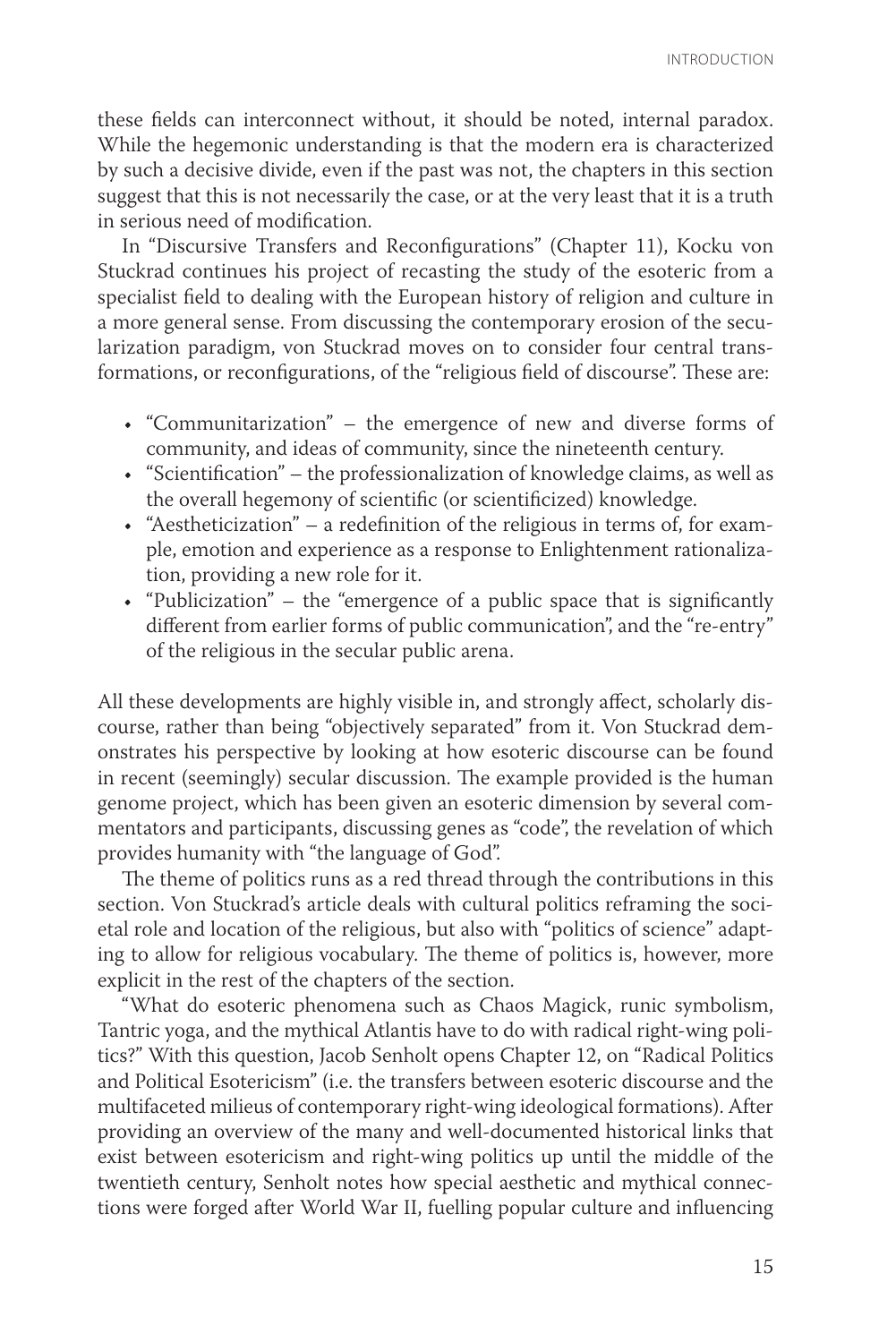these fields can interconnect without, it should be noted, internal paradox. While the hegemonic understanding is that the modern era is characterized by such a decisive divide, even if the past was not, the chapters in this section suggest that this is not necessarily the case, or at the very least that it is a truth in serious need of modification.

In "Discursive Transfers and Reconfigurations" (Chapter 11), Kocku von Stuckrad continues his project of recasting the study of the esoteric from a specialist field to dealing with the European history of religion and culture in a more general sense. From discussing the contemporary erosion of the secularization paradigm, von Stuckrad moves on to consider four central transformations, or reconfigurations, of the "religious field of discourse". These are:

- "Communitarization" – the emergence of new and diverse forms of community, and ideas of community, since the nineteenth century.
- "Scientification" – the professionalization of knowledge claims, as well as the overall hegemony of scientific (or scientificized) knowledge.
- "Aestheticization" – a redefinition of the religious in terms of, for example, emotion and experience as a response to Enlightenment rationalization, providing a new role for it.
- "Publicization" – the "emergence of a public space that is significantly different from earlier forms of public communication", and the "re-entry" of the religious in the secular public arena.

All these developments are highly visible in, and strongly affect, scholarly discourse, rather than being "objectively separated" from it. Von Stuckrad demonstrates his perspective by looking at how esoteric discourse can be found in recent (seemingly) secular discussion. The example provided is the human genome project, which has been given an esoteric dimension by several commentators and participants, discussing genes as "code", the revelation of which provides humanity with "the language of God".

The theme of politics runs as a red thread through the contributions in this section. Von Stuckrad's article deals with cultural politics reframing the societal role and location of the religious, but also with "politics of science" adapting to allow for religious vocabulary. The theme of politics is, however, more explicit in the rest of the chapters of the section.

"What do esoteric phenomena such as Chaos Magick, runic symbolism, Tantric yoga, and the mythical Atlantis have to do with radical right-wing politics?" With this question, Jacob Senholt opens Chapter 12, on "Radical Politics and Political Esotericism" (i.e. the transfers between esoteric discourse and the multifaceted milieus of contemporary right-wing ideological formations). After providing an overview of the many and well-documented historical links that exist between esotericism and right-wing politics up until the middle of the twentieth century, Senholt notes how special aesthetic and mythical connections were forged after World War II, fuelling popular culture and influencing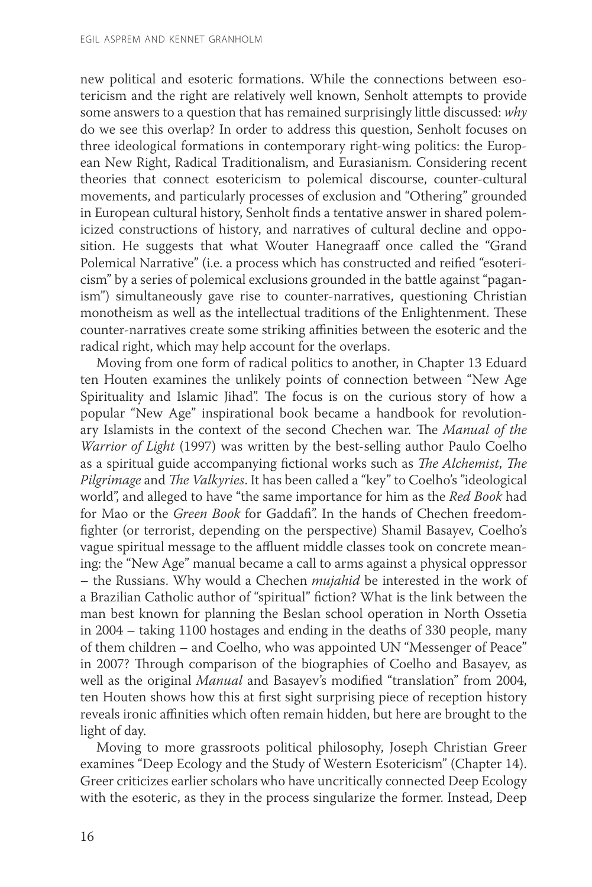new political and esoteric formations. While the connections between esotericism and the right are relatively well known, Senholt attempts to provide some answers to a question that has remained surprisingly little discussed: *why* do we see this overlap? In order to address this question, Senholt focuses on three ideological formations in contemporary right-wing politics: the European New Right, Radical Traditionalism, and Eurasianism. Considering recent theories that connect esotericism to polemical discourse, counter-cultural movements, and particularly processes of exclusion and "Othering" grounded in European cultural history, Senholt finds a tentative answer in shared polemicized constructions of history, and narratives of cultural decline and opposition. He suggests that what Wouter Hanegraaff once called the "Grand Polemical Narrative" (i.e. a process which has constructed and reified "esotericism" by a series of polemical exclusions grounded in the battle against "paganism") simultaneously gave rise to counter-narratives, questioning Christian monotheism as well as the intellectual traditions of the Enlightenment. These counter-narratives create some striking affinities between the esoteric and the radical right, which may help account for the overlaps.

Moving from one form of radical politics to another, in Chapter 13 Eduard ten Houten examines the unlikely points of connection between "New Age Spirituality and Islamic Jihad". The focus is on the curious story of how a popular "New Age" inspirational book became a handbook for revolutionary Islamists in the context of the second Chechen war. The *Manual of the Warrior of Light* (1997) was written by the best-selling author Paulo Coelho as a spiritual guide accompanying fictional works such as *The Alchemist*, *The Pilgrimage* and *The Valkyries*. It has been called a "key" to Coelho's "ideological world", and alleged to have "the same importance for him as the *Red Book* had for Mao or the *Green Book* for Gaddafi". In the hands of Chechen freedom-fighter (or terrorist, depending on the perspective) Shamil Basayev, Coelho's vague spiritual message to the affluent middle classes took on concrete meaning: the "New Age" manual became a call to arms against a physical oppressor – the Russians. Why would a Chechen *mujahid* be interested in the work of a Brazilian Catholic author of "spiritual" fiction? What is the link between the man best known for planning the Beslan school operation in North Ossetia in 2004 – taking 1100 hostages and ending in the deaths of 330 people, many of them children – and Coelho, who was appointed UN "Messenger of Peace" in 2007? Through comparison of the biographies of Coelho and Basayev, as well as the original *Manual* and Basayev's modified "translation" from 2004, ten Houten shows how this at first sight surprising piece of reception history reveals ironic affinities which often remain hidden, but here are brought to the light of day.

Moving to more grassroots political philosophy, Joseph Christian Greer examines "Deep Ecology and the Study of Western Esotericism" (Chapter 14). Greer criticizes earlier scholars who have uncritically connected Deep Ecology with the esoteric, as they in the process singularize the former. Instead, Deep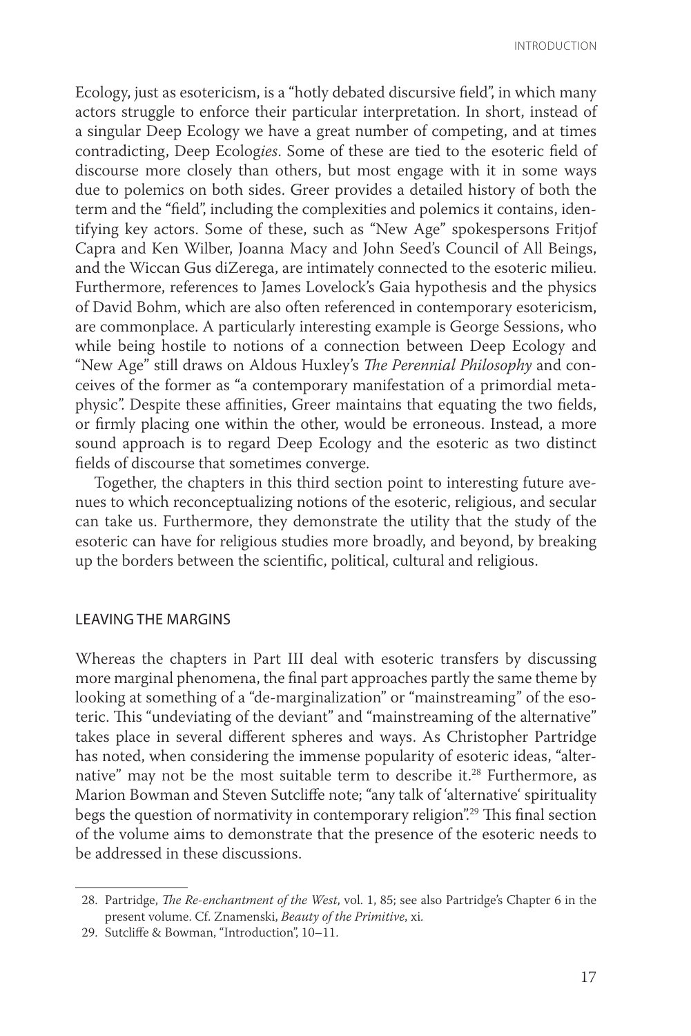Ecology, just as esotericism, is a "hotly debated discursive field", in which many actors struggle to enforce their particular interpretation. In short, instead of a singular Deep Ecology we have a great number of competing, and at times contradicting, Deep Ecolog*ies*. Some of these are tied to the esoteric field of discourse more closely than others, but most engage with it in some ways due to polemics on both sides. Greer provides a detailed history of both the term and the "field", including the complexities and polemics it contains, identifying key actors. Some of these, such as "New Age" spokespersons Fritjof Capra and Ken Wilber, Joanna Macy and John Seed's Council of All Beings, and the Wiccan Gus diZerega, are intimately connected to the esoteric milieu. Furthermore, references to James Lovelock's Gaia hypothesis and the physics of David Bohm, which are also often referenced in contemporary esotericism, are commonplace. A particularly interesting example is George Sessions, who while being hostile to notions of a connection between Deep Ecology and "New Age" still draws on Aldous Huxley's *The Perennial Philosophy* and conceives of the former as "a contemporary manifestation of a primordial metaphysic". Despite these affinities, Greer maintains that equating the two fields, or firmly placing one within the other, would be erroneous. Instead, a more sound approach is to regard Deep Ecology and the esoteric as two distinct fields of discourse that sometimes converge.

Together, the chapters in this third section point to interesting future avenues to which reconceptualizing notions of the esoteric, religious, and secular can take us. Furthermore, they demonstrate the utility that the study of the esoteric can have for religious studies more broadly, and beyond, by breaking up the borders between the scientific, political, cultural and religious.

## LEAVING THE MARGINS

Whereas the chapters in Part III deal with esoteric transfers by discussing more marginal phenomena, the final part approaches partly the same theme by looking at something of a "de-marginalization" or "mainstreaming" of the esoteric. This "undeviating of the deviant" and "mainstreaming of the alternative" takes place in several different spheres and ways. As Christopher Partridge has noted, when considering the immense popularity of esoteric ideas, "alternative" may not be the most suitable term to describe it.[28] Furthermore, as Marion Bowman and Steven Sutcliffe note; "any talk of 'alternative' spirituality begs the question of normativity in contemporary religion".[29] This final section of the volume aims to demonstrate that the presence of the esoteric needs to be addressed in these discussions.

---

28. Partridge, *The Re-enchantment of the West*, vol. 1, 85; see also Partridge's Chapter 6 in the present volume. Cf. Znamenski, *Beauty of the Primitive*, xi.
29. Sutcliffe & Bowman, "Introduction", 10–11.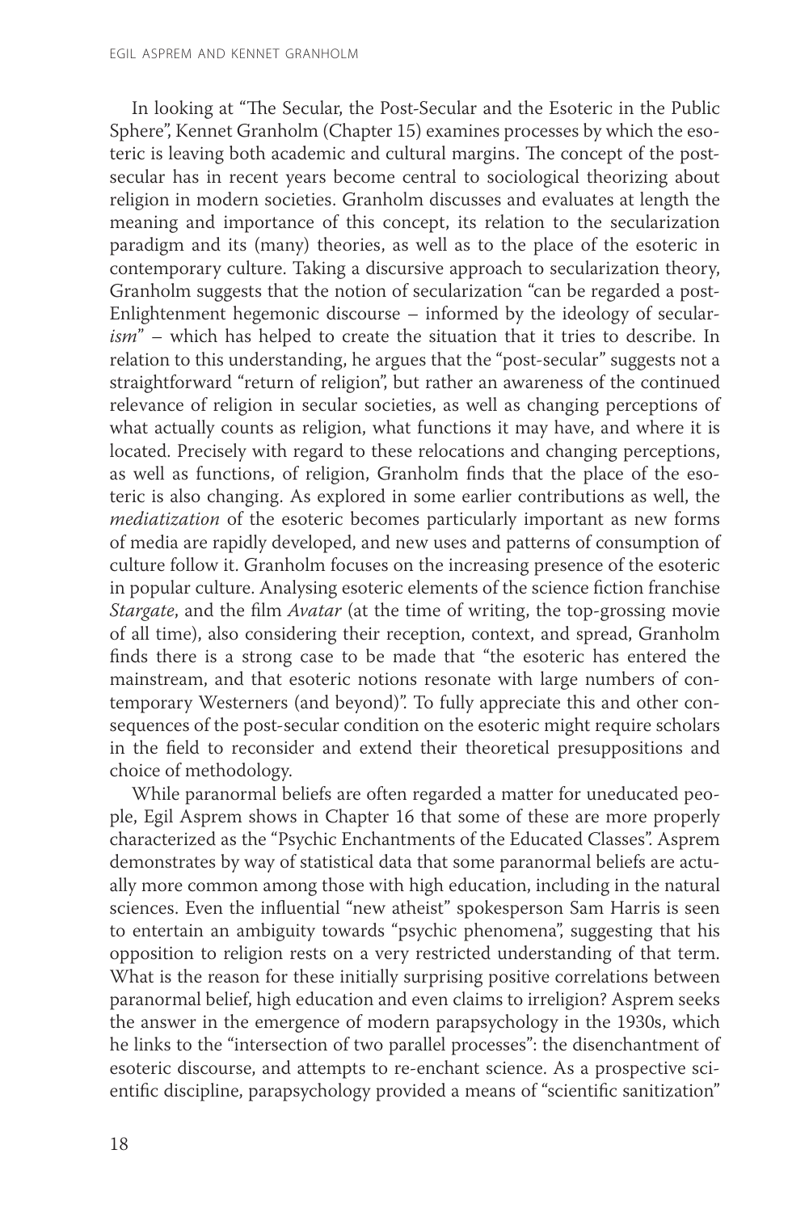In looking at "The Secular, the Post-Secular and the Esoteric in the Public Sphere", Kennet Granholm (Chapter 15) examines processes by which the esoteric is leaving both academic and cultural margins. The concept of the post-secular has in recent years become central to sociological theorizing about religion in modern societies. Granholm discusses and evaluates at length the meaning and importance of this concept, its relation to the secularization paradigm and its (many) theories, as well as to the place of the esoteric in contemporary culture. Taking a discursive approach to secularization theory, Granholm suggests that the notion of secularization "can be regarded a post-Enlightenment hegemonic discourse – informed by the ideology of secular*ism*" – which has helped to create the situation that it tries to describe. In relation to this understanding, he argues that the "post-secular" suggests not a straightforward "return of religion", but rather an awareness of the continued relevance of religion in secular societies, as well as changing perceptions of what actually counts as religion, what functions it may have, and where it is located. Precisely with regard to these relocations and changing perceptions, as well as functions, of religion, Granholm finds that the place of the esoteric is also changing. As explored in some earlier contributions as well, the *mediatization* of the esoteric becomes particularly important as new forms of media are rapidly developed, and new uses and patterns of consumption of culture follow it. Granholm focuses on the increasing presence of the esoteric in popular culture. Analysing esoteric elements of the science fiction franchise *Stargate*, and the film *Avatar* (at the time of writing, the top-grossing movie of all time), also considering their reception, context, and spread, Granholm finds there is a strong case to be made that "the esoteric has entered the mainstream, and that esoteric notions resonate with large numbers of contemporary Westerners (and beyond)". To fully appreciate this and other consequences of the post-secular condition on the esoteric might require scholars in the field to reconsider and extend their theoretical presuppositions and choice of methodology.

While paranormal beliefs are often regarded a matter for uneducated people, Egil Asprem shows in Chapter 16 that some of these are more properly characterized as the "Psychic Enchantments of the Educated Classes". Asprem demonstrates by way of statistical data that some paranormal beliefs are actually more common among those with high education, including in the natural sciences. Even the influential "new atheist" spokesperson Sam Harris is seen to entertain an ambiguity towards "psychic phenomena", suggesting that his opposition to religion rests on a very restricted understanding of that term. What is the reason for these initially surprising positive correlations between paranormal belief, high education and even claims to irreligion? Asprem seeks the answer in the emergence of modern parapsychology in the 1930s, which he links to the "intersection of two parallel processes": the disenchantment of esoteric discourse, and attempts to re-enchant science. As a prospective scientific discipline, parapsychology provided a means of "scientific sanitization"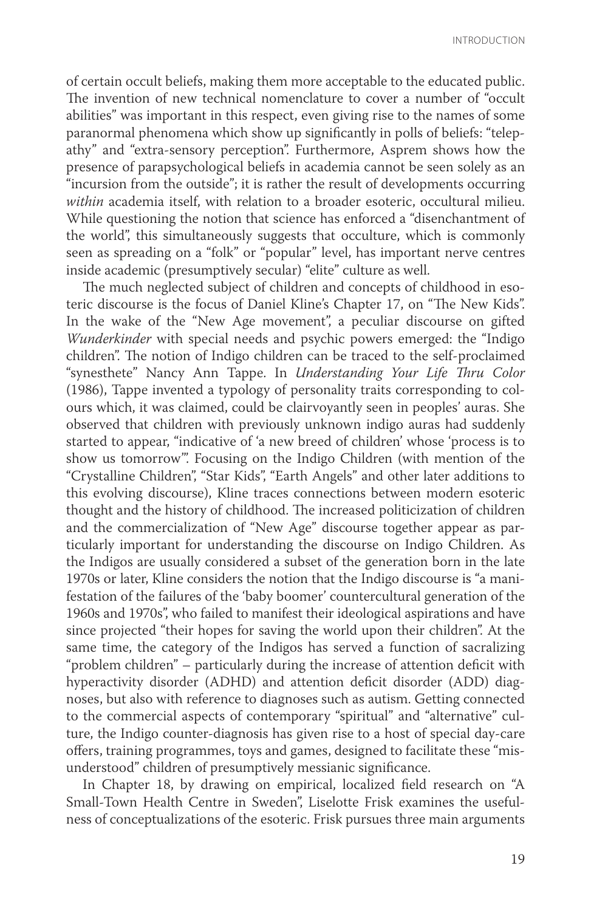of certain occult beliefs, making them more acceptable to the educated public. The invention of new technical nomenclature to cover a number of "occult abilities" was important in this respect, even giving rise to the names of some paranormal phenomena which show up significantly in polls of beliefs: "telepathy" and "extra-sensory perception". Furthermore, Asprem shows how the presence of parapsychological beliefs in academia cannot be seen solely as an "incursion from the outside"; it is rather the result of developments occurring *within* academia itself, with relation to a broader esoteric, occultural milieu. While questioning the notion that science has enforced a "disenchantment of the world", this simultaneously suggests that occulture, which is commonly seen as spreading on a "folk" or "popular" level, has important nerve centres inside academic (presumptively secular) "elite" culture as well.

The much neglected subject of children and concepts of childhood in esoteric discourse is the focus of Daniel Kline's Chapter 17, on "The New Kids". In the wake of the "New Age movement", a peculiar discourse on gifted *Wunderkinder* with special needs and psychic powers emerged: the "Indigo children". The notion of Indigo children can be traced to the self-proclaimed "synesthete" Nancy Ann Tappe. In *Understanding Your Life Thru Color* (1986), Tappe invented a typology of personality traits corresponding to colours which, it was claimed, could be clairvoyantly seen in peoples' auras. She observed that children with previously unknown indigo auras had suddenly started to appear, "indicative of 'a new breed of children' whose 'process is to show us tomorrow'". Focusing on the Indigo Children (with mention of the "Crystalline Children", "Star Kids", "Earth Angels" and other later additions to this evolving discourse), Kline traces connections between modern esoteric thought and the history of childhood. The increased politicization of children and the commercialization of "New Age" discourse together appear as particularly important for understanding the discourse on Indigo Children. As the Indigos are usually considered a subset of the generation born in the late 1970s or later, Kline considers the notion that the Indigo discourse is "a manifestation of the failures of the 'baby boomer' countercultural generation of the 1960s and 1970s", who failed to manifest their ideological aspirations and have since projected "their hopes for saving the world upon their children". At the same time, the category of the Indigos has served a function of sacralizing "problem children" – particularly during the increase of attention deficit with hyperactivity disorder (ADHD) and attention deficit disorder (ADD) diagnoses, but also with reference to diagnoses such as autism. Getting connected to the commercial aspects of contemporary "spiritual" and "alternative" culture, the Indigo counter-diagnosis has given rise to a host of special day-care offers, training programmes, toys and games, designed to facilitate these "misunderstood" children of presumptively messianic significance.

In Chapter 18, by drawing on empirical, localized field research on "A Small-Town Health Centre in Sweden", Liselotte Frisk examines the usefulness of conceptualizations of the esoteric. Frisk pursues three main arguments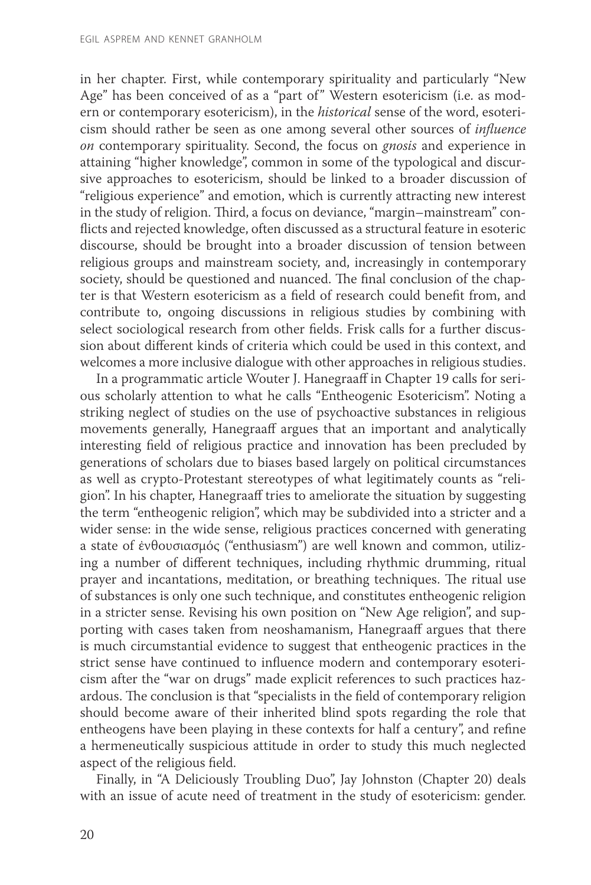in her chapter. First, while contemporary spirituality and particularly "New Age" has been conceived of as a "part of" Western esotericism (i.e. as modern or contemporary esotericism), in the *historical* sense of the word, esotericism should rather be seen as one among several other sources of *influence on* contemporary spirituality. Second, the focus on *gnosis* and experience in attaining "higher knowledge", common in some of the typological and discursive approaches to esotericism, should be linked to a broader discussion of "religious experience" and emotion, which is currently attracting new interest in the study of religion. Third, a focus on deviance, "margin–mainstream" conflicts and rejected knowledge, often discussed as a structural feature in esoteric discourse, should be brought into a broader discussion of tension between religious groups and mainstream society, and, increasingly in contemporary society, should be questioned and nuanced. The final conclusion of the chapter is that Western esotericism as a field of research could benefit from, and contribute to, ongoing discussions in religious studies by combining with select sociological research from other fields. Frisk calls for a further discussion about different kinds of criteria which could be used in this context, and welcomes a more inclusive dialogue with other approaches in religious studies.

In a programmatic article Wouter J. Hanegraaff in Chapter 19 calls for serious scholarly attention to what he calls "Entheogenic Esotericism". Noting a striking neglect of studies on the use of psychoactive substances in religious movements generally, Hanegraaff argues that an important and analytically interesting field of religious practice and innovation has been precluded by generations of scholars due to biases based largely on political circumstances as well as crypto-Protestant stereotypes of what legitimately counts as "religion". In his chapter, Hanegraaff tries to ameliorate the situation by suggesting the term "entheogenic religion", which may be subdivided into a stricter and a wider sense: in the wide sense, religious practices concerned with generating a state of ἐνθουσιασμός ("enthusiasm") are well known and common, utilizing a number of different techniques, including rhythmic drumming, ritual prayer and incantations, meditation, or breathing techniques. The ritual use of substances is only one such technique, and constitutes entheogenic religion in a stricter sense. Revising his own position on "New Age religion", and supporting with cases taken from neoshamanism, Hanegraaff argues that there is much circumstantial evidence to suggest that entheogenic practices in the strict sense have continued to influence modern and contemporary esotericism after the "war on drugs" made explicit references to such practices hazardous. The conclusion is that "specialists in the field of contemporary religion should become aware of their inherited blind spots regarding the role that entheogens have been playing in these contexts for half a century", and refine a hermeneutically suspicious attitude in order to study this much neglected aspect of the religious field.

Finally, in "A Deliciously Troubling Duo", Jay Johnston (Chapter 20) deals with an issue of acute need of treatment in the study of esotericism: gender.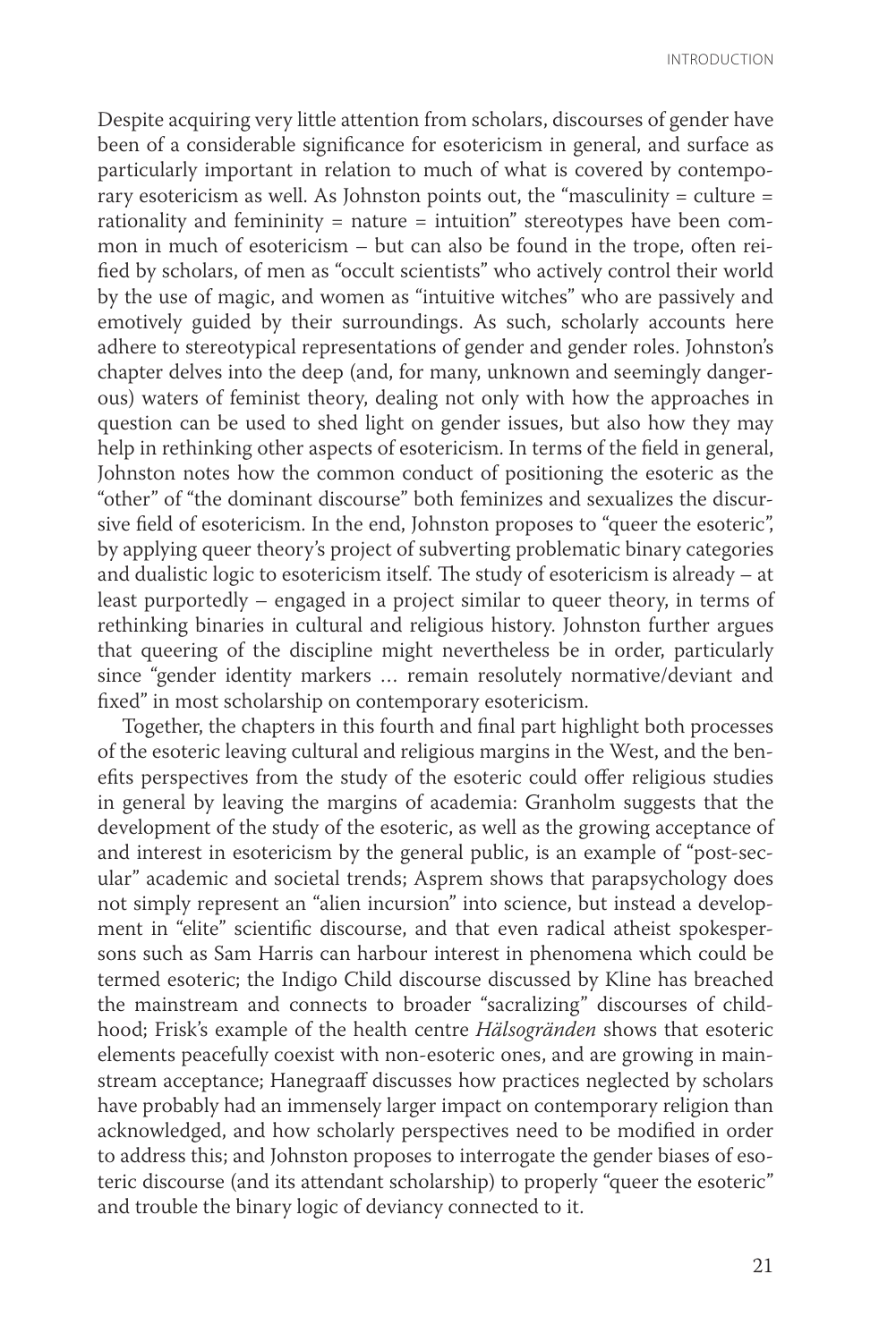Despite acquiring very little attention from scholars, discourses of gender have been of a considerable significance for esotericism in general, and surface as particularly important in relation to much of what is covered by contemporary esotericism as well. As Johnston points out, the "masculinity = culture = rationality and femininity = nature = intuition" stereotypes have been common in much of esotericism – but can also be found in the trope, often reified by scholars, of men as "occult scientists" who actively control their world by the use of magic, and women as "intuitive witches" who are passively and emotively guided by their surroundings. As such, scholarly accounts here adhere to stereotypical representations of gender and gender roles. Johnston's chapter delves into the deep (and, for many, unknown and seemingly dangerous) waters of feminist theory, dealing not only with how the approaches in question can be used to shed light on gender issues, but also how they may help in rethinking other aspects of esotericism. In terms of the field in general, Johnston notes how the common conduct of positioning the esoteric as the "other" of "the dominant discourse" both feminizes and sexualizes the discursive field of esotericism. In the end, Johnston proposes to "queer the esoteric", by applying queer theory's project of subverting problematic binary categories and dualistic logic to esotericism itself. The study of esotericism is already – at least purportedly – engaged in a project similar to queer theory, in terms of rethinking binaries in cultural and religious history. Johnston further argues that queering of the discipline might nevertheless be in order, particularly since "gender identity markers … remain resolutely normative/deviant and fixed" in most scholarship on contemporary esotericism.

Together, the chapters in this fourth and final part highlight both processes of the esoteric leaving cultural and religious margins in the West, and the benefits perspectives from the study of the esoteric could offer religious studies in general by leaving the margins of academia: Granholm suggests that the development of the study of the esoteric, as well as the growing acceptance of and interest in esotericism by the general public, is an example of "post-secular" academic and societal trends; Asprem shows that parapsychology does not simply represent an "alien incursion" into science, but instead a development in "elite" scientific discourse, and that even radical atheist spokespersons such as Sam Harris can harbour interest in phenomena which could be termed esoteric; the Indigo Child discourse discussed by Kline has breached the mainstream and connects to broader "sacralizing" discourses of childhood; Frisk's example of the health centre *Hälsogränden* shows that esoteric elements peacefully coexist with non-esoteric ones, and are growing in mainstream acceptance; Hanegraaff discusses how practices neglected by scholars have probably had an immensely larger impact on contemporary religion than acknowledged, and how scholarly perspectives need to be modified in order to address this; and Johnston proposes to interrogate the gender biases of esoteric discourse (and its attendant scholarship) to properly "queer the esoteric" and trouble the binary logic of deviancy connected to it.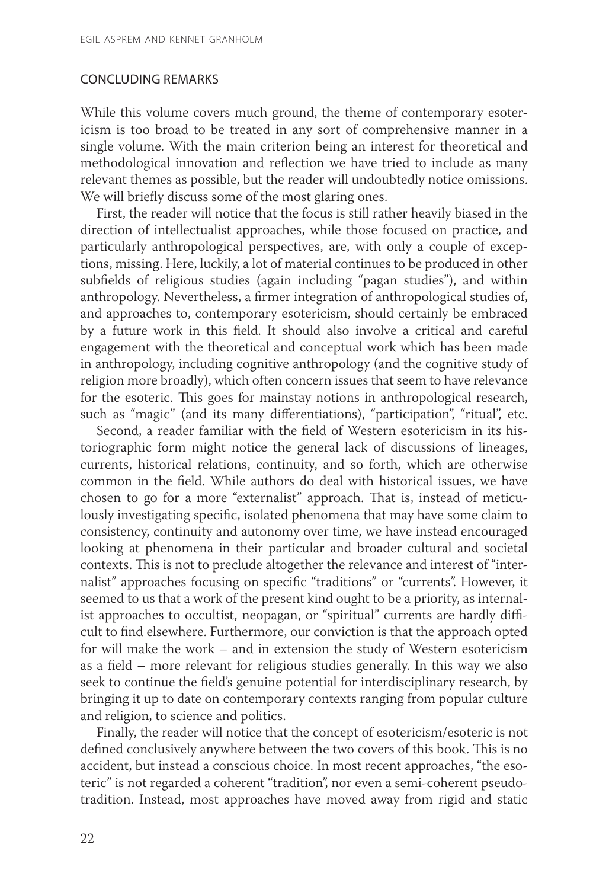## CONCLUDING REMARKS

While this volume covers much ground, the theme of contemporary esotericism is too broad to be treated in any sort of comprehensive manner in a single volume. With the main criterion being an interest for theoretical and methodological innovation and reflection we have tried to include as many relevant themes as possible, but the reader will undoubtedly notice omissions. We will briefly discuss some of the most glaring ones.

First, the reader will notice that the focus is still rather heavily biased in the direction of intellectualist approaches, while those focused on practice, and particularly anthropological perspectives, are, with only a couple of exceptions, missing. Here, luckily, a lot of material continues to be produced in other subfields of religious studies (again including "pagan studies"), and within anthropology. Nevertheless, a firmer integration of anthropological studies of, and approaches to, contemporary esotericism, should certainly be embraced by a future work in this field. It should also involve a critical and careful engagement with the theoretical and conceptual work which has been made in anthropology, including cognitive anthropology (and the cognitive study of religion more broadly), which often concern issues that seem to have relevance for the esoteric. This goes for mainstay notions in anthropological research, such as "magic" (and its many differentiations), "participation", "ritual", etc.

Second, a reader familiar with the field of Western esotericism in its historiographic form might notice the general lack of discussions of lineages, currents, historical relations, continuity, and so forth, which are otherwise common in the field. While authors do deal with historical issues, we have chosen to go for a more "externalist" approach. That is, instead of meticulously investigating specific, isolated phenomena that may have some claim to consistency, continuity and autonomy over time, we have instead encouraged looking at phenomena in their particular and broader cultural and societal contexts. This is not to preclude altogether the relevance and interest of "internalist" approaches focusing on specific "traditions" or "currents". However, it seemed to us that a work of the present kind ought to be a priority, as internalist approaches to occultist, neopagan, or "spiritual" currents are hardly difficult to find elsewhere. Furthermore, our conviction is that the approach opted for will make the work – and in extension the study of Western esotericism as a field – more relevant for religious studies generally. In this way we also seek to continue the field's genuine potential for interdisciplinary research, by bringing it up to date on contemporary contexts ranging from popular culture and religion, to science and politics.

Finally, the reader will notice that the concept of esotericism/esoteric is not defined conclusively anywhere between the two covers of this book. This is no accident, but instead a conscious choice. In most recent approaches, "the esoteric" is not regarded a coherent "tradition", nor even a semi-coherent pseudo-tradition. Instead, most approaches have moved away from rigid and static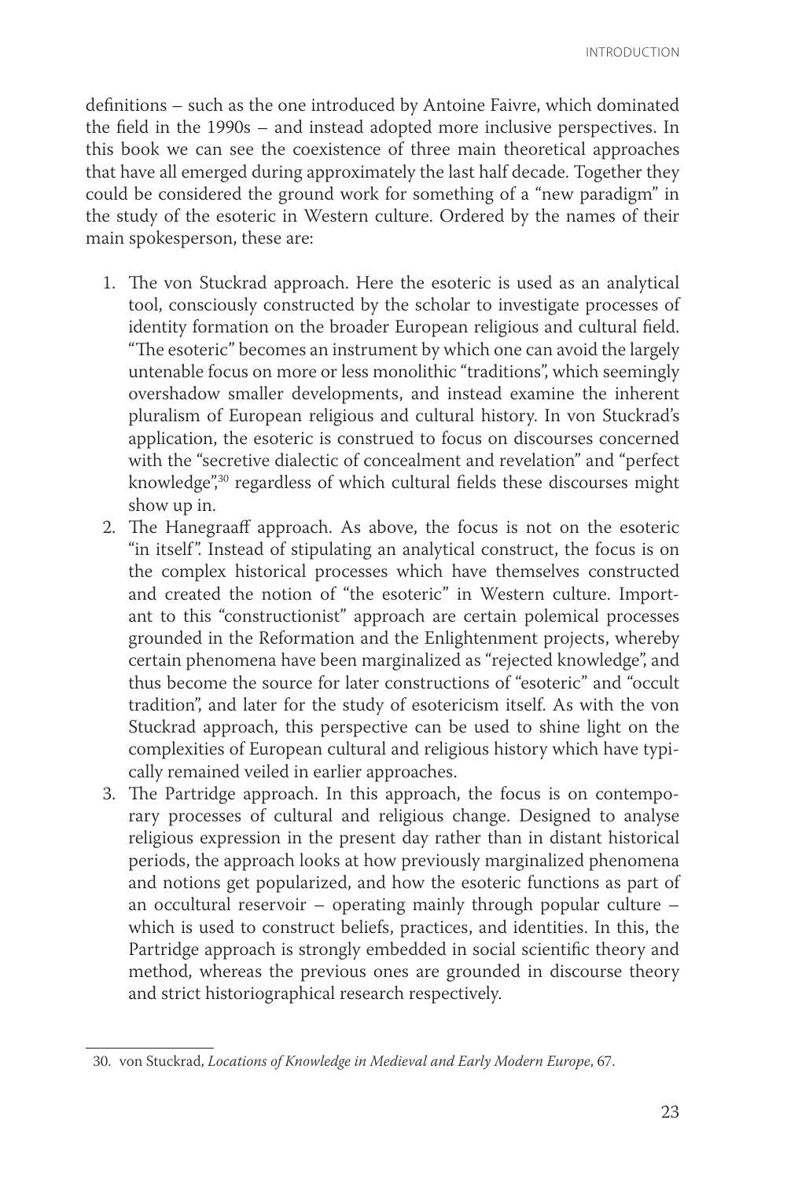definitions – such as the one introduced by Antoine Faivre, which dominated the field in the 1990s – and instead adopted more inclusive perspectives. In this book we can see the coexistence of three main theoretical approaches that have all emerged during approximately the last half decade. Together they could be considered the ground work for something of a "new paradigm" in the study of the esoteric in Western culture. Ordered by the names of their main spokesperson, these are:

1. The von Stuckrad approach. Here the esoteric is used as an analytical tool, consciously constructed by the scholar to investigate processes of identity formation on the broader European religious and cultural field. "The esoteric" becomes an instrument by which one can avoid the largely untenable focus on more or less monolithic "traditions", which seemingly overshadow smaller developments, and instead examine the inherent pluralism of European religious and cultural history. In von Stuckrad's application, the esoteric is construed to focus on discourses concerned with the "secretive dialectic of concealment and revelation" and "perfect knowledge",[30] regardless of which cultural fields these discourses might show up in.
2. The Hanegraaff approach. As above, the focus is not on the esoteric "in itself". Instead of stipulating an analytical construct, the focus is on the complex historical processes which have themselves constructed and created the notion of "the esoteric" in Western culture. Important to this "constructionist" approach are certain polemical processes grounded in the Reformation and the Enlightenment projects, whereby certain phenomena have been marginalized as "rejected knowledge", and thus become the source for later constructions of "esoteric" and "occult tradition", and later for the study of esotericism itself. As with the von Stuckrad approach, this perspective can be used to shine light on the complexities of European cultural and religious history which have typically remained veiled in earlier approaches.
3. The Partridge approach. In this approach, the focus is on contemporary processes of cultural and religious change. Designed to analyse religious expression in the present day rather than in distant historical periods, the approach looks at how previously marginalized phenomena and notions get popularized, and how the esoteric functions as part of an occultural reservoir – operating mainly through popular culture – which is used to construct beliefs, practices, and identities. In this, the Partridge approach is strongly embedded in social scientific theory and method, whereas the previous ones are grounded in discourse theory and strict historiographical research respectively.

---

30. von Stuckrad, *Locations of Knowledge in Medieval and Early Modern Europe*, 67.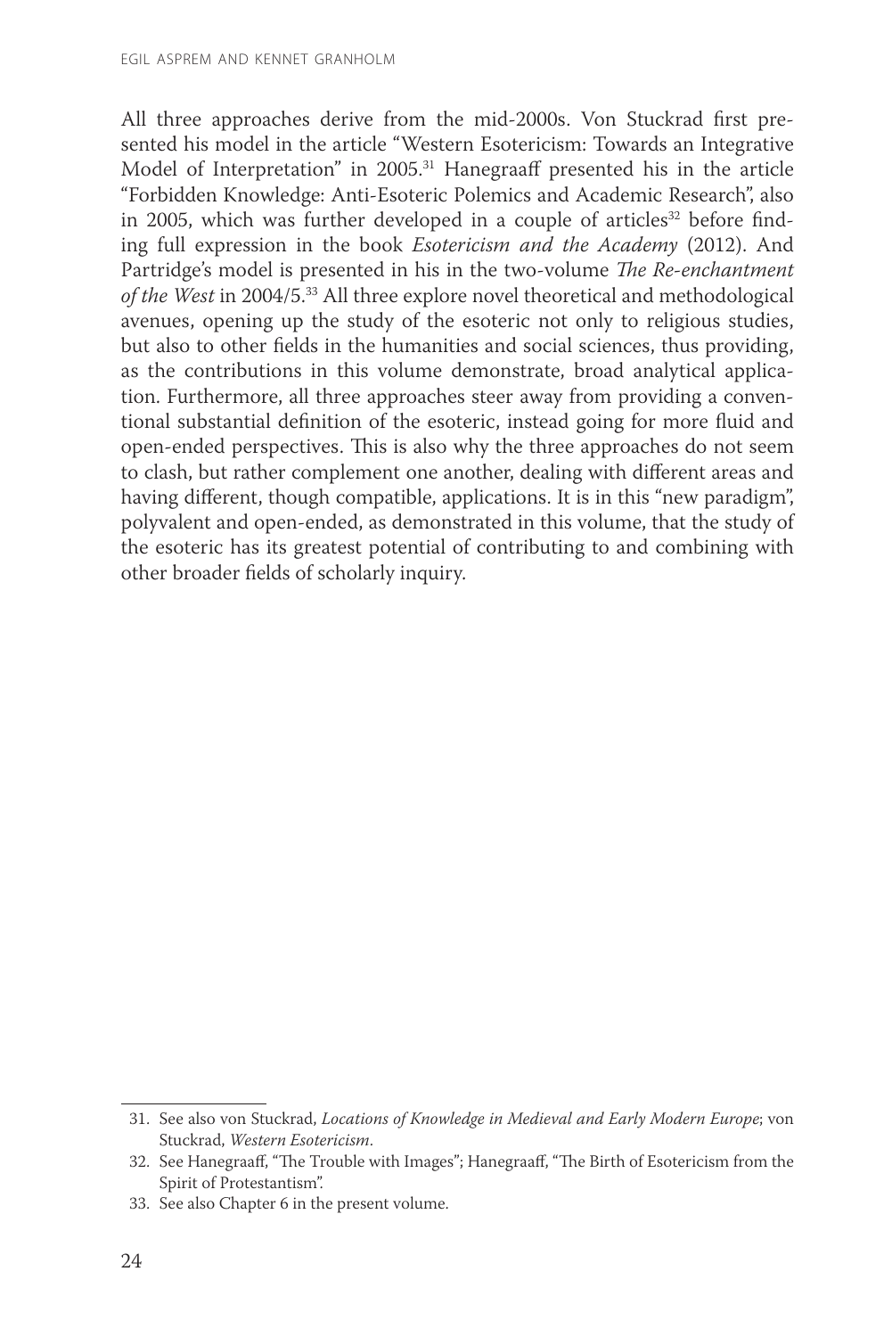All three approaches derive from the mid-2000s. Von Stuckrad first presented his model in the article "Western Esotericism: Towards an Integrative Model of Interpretation" in 2005.[31] Hanegraaff presented his in the article "Forbidden Knowledge: Anti-Esoteric Polemics and Academic Research", also in 2005, which was further developed in a couple of articles[32] before finding full expression in the book *Esotericism and the Academy* (2012). And Partridge's model is presented in his in the two-volume *The Re-enchantment of the West* in 2004/5.[33] All three explore novel theoretical and methodological avenues, opening up the study of the esoteric not only to religious studies, but also to other fields in the humanities and social sciences, thus providing, as the contributions in this volume demonstrate, broad analytical application. Furthermore, all three approaches steer away from providing a conventional substantial definition of the esoteric, instead going for more fluid and open-ended perspectives. This is also why the three approaches do not seem to clash, but rather complement one another, dealing with different areas and having different, though compatible, applications. It is in this "new paradigm", polyvalent and open-ended, as demonstrated in this volume, that the study of the esoteric has its greatest potential of contributing to and combining with other broader fields of scholarly inquiry.

31. See also von Stuckrad, *Locations of Knowledge in Medieval and Early Modern Europe*; von Stuckrad, *Western Esotericism*.

32. See Hanegraaff, "The Trouble with Images"; Hanegraaff, "The Birth of Esotericism from the Spirit of Protestantism".

33. See also Chapter 6 in the present volume.